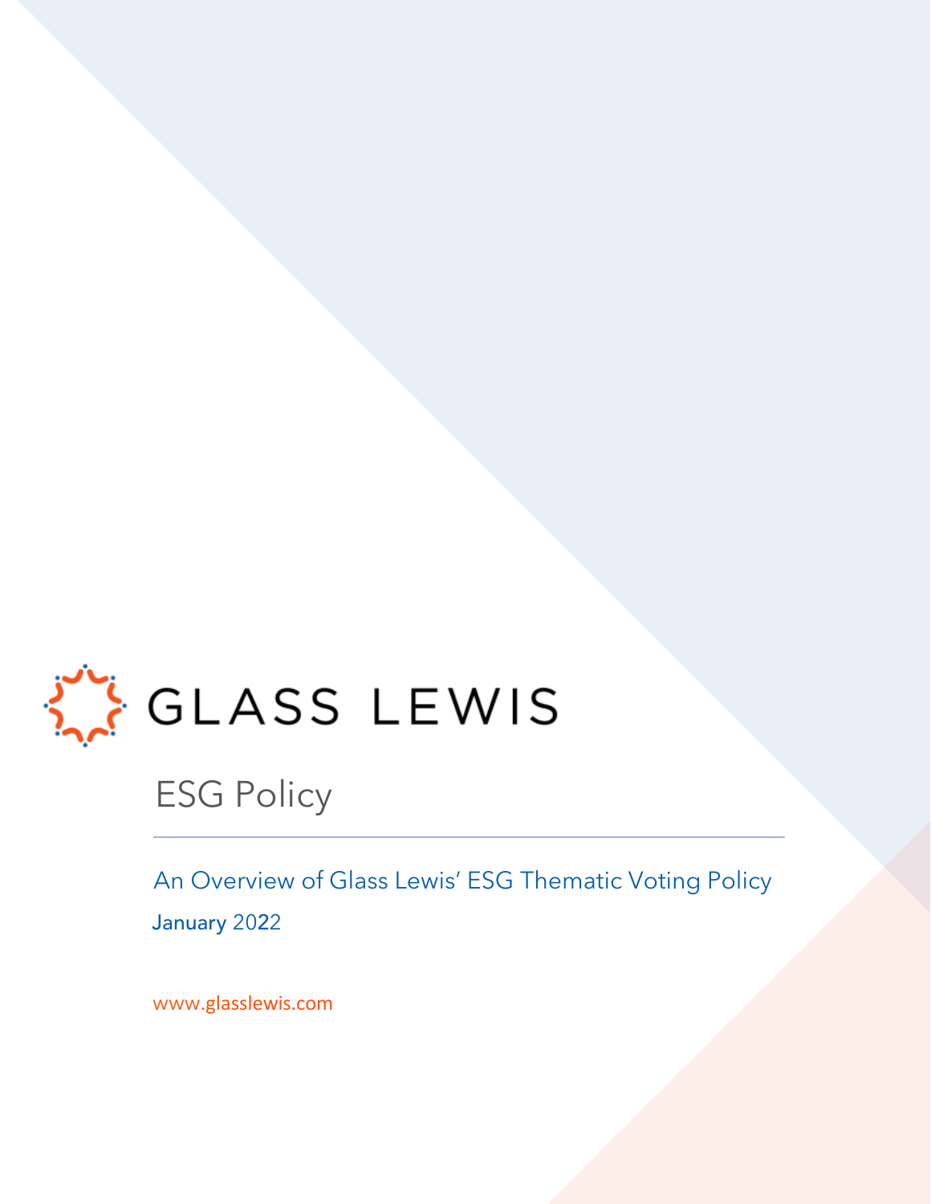GLASS LEWIS

# ESG Policy

An Overview of Glass Lewis' ESG Thematic Voting Policy

January 2022

www.glasslewis.com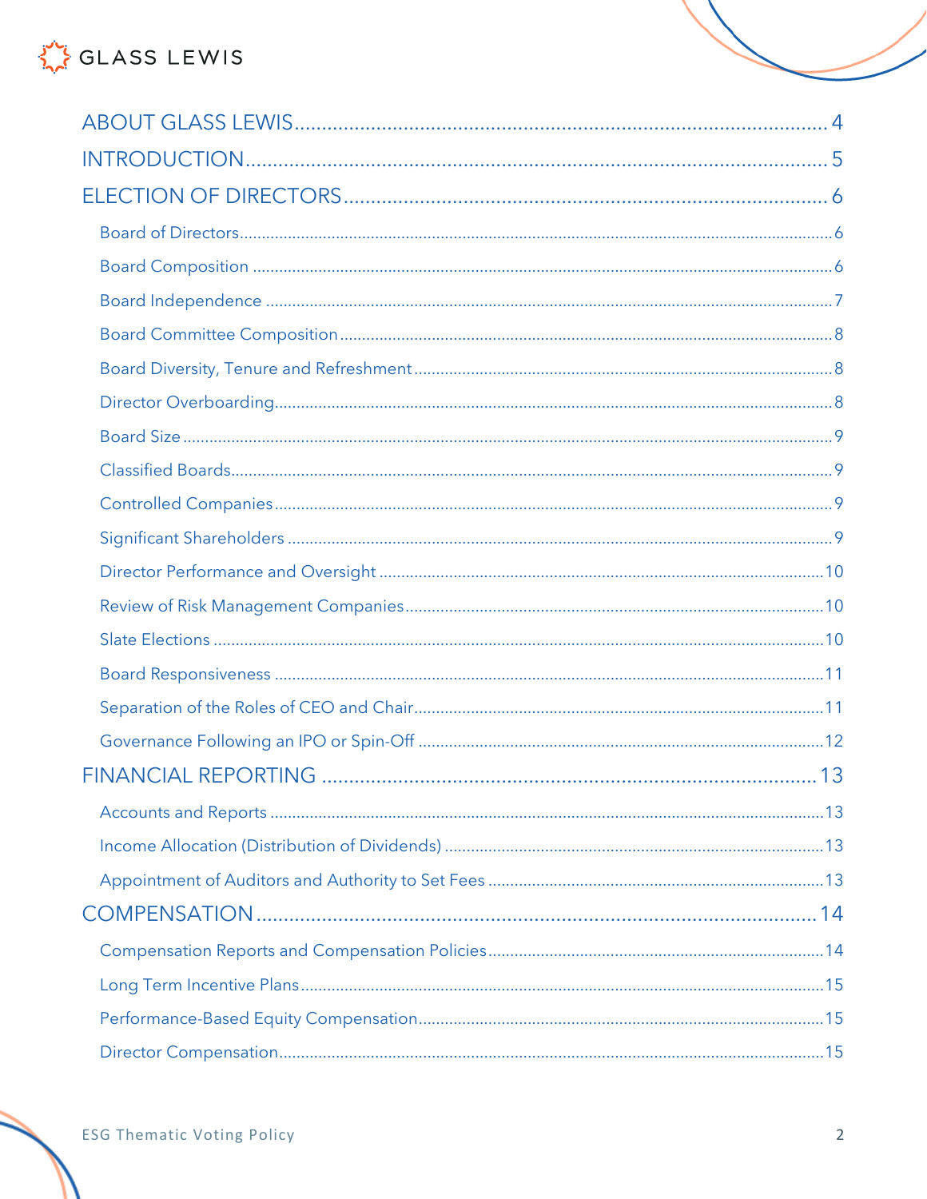- ABOUT GLASS LEWIS .... 4
- INTRODUCTION .... 5
- ELECTION OF DIRECTORS .... 6
  - Board of Directors .... 6
  - Board Composition .... 6
  - Board Independence .... 7
  - Board Committee Composition .... 8
  - Board Diversity, Tenure and Refreshment .... 8
  - Director Overboarding .... 8
  - Board Size .... 9
  - Classified Boards .... 9
  - Controlled Companies .... 9
  - Significant Shareholders .... 9
  - Director Performance and Oversight .... 10
  - Review of Risk Management Companies .... 10
  - Slate Elections .... 10
  - Board Responsiveness .... 11
  - Separation of the Roles of CEO and Chair .... 11
  - Governance Following an IPO or Spin-Off .... 12
- FINANCIAL REPORTING .... 13
  - Accounts and Reports .... 13
  - Income Allocation (Distribution of Dividends) .... 13
  - Appointment of Auditors and Authority to Set Fees .... 13
- COMPENSATION .... 14
  - Compensation Reports and Compensation Policies .... 14
  - Long Term Incentive Plans .... 15
  - Performance-Based Equity Compensation .... 15
  - Director Compensation .... 15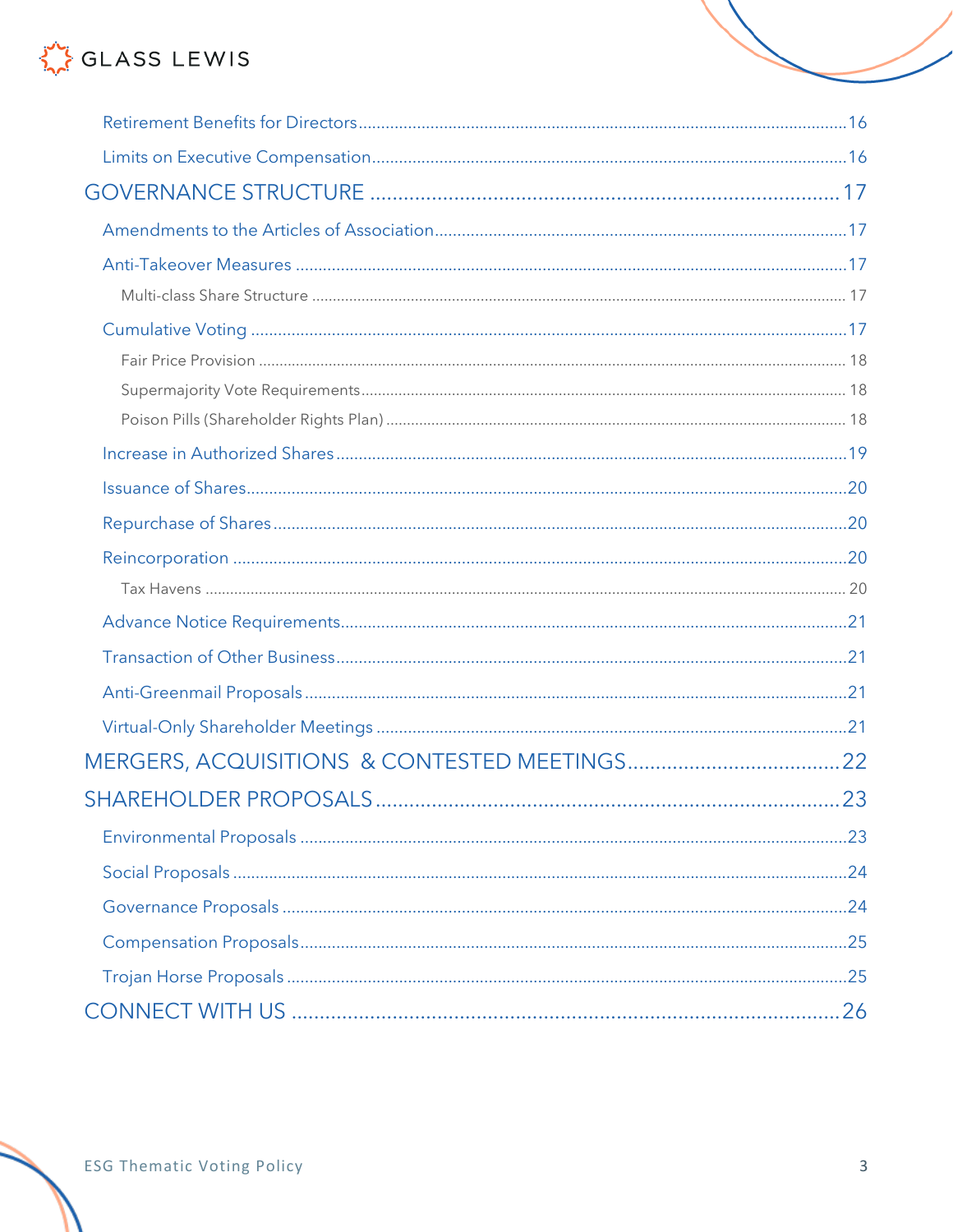- Retirement Benefits for Directors ........ 16
- Limits on Executive Compensation ........ 16

GOVERNANCE STRUCTURE ........ 17

- Amendments to the Articles of Association ........ 17
- Anti-Takeover Measures ........ 17
  - Multi-class Share Structure ........ 17
- Cumulative Voting ........ 17
  - Fair Price Provision ........ 18
  - Supermajority Vote Requirements ........ 18
  - Poison Pills (Shareholder Rights Plan) ........ 18
- Increase in Authorized Shares ........ 19
- Issuance of Shares ........ 20
- Repurchase of Shares ........ 20
- Reincorporation ........ 20
  - Tax Havens ........ 20
- Advance Notice Requirements ........ 21
- Transaction of Other Business ........ 21
- Anti-Greenmail Proposals ........ 21
- Virtual-Only Shareholder Meetings ........ 21

MERGERS, ACQUISITIONS & CONTESTED MEETINGS ........ 22

SHAREHOLDER PROPOSALS ........ 23

- Environmental Proposals ........ 23
- Social Proposals ........ 24
- Governance Proposals ........ 24
- Compensation Proposals ........ 25
- Trojan Horse Proposals ........ 25

CONNECT WITH US ........ 26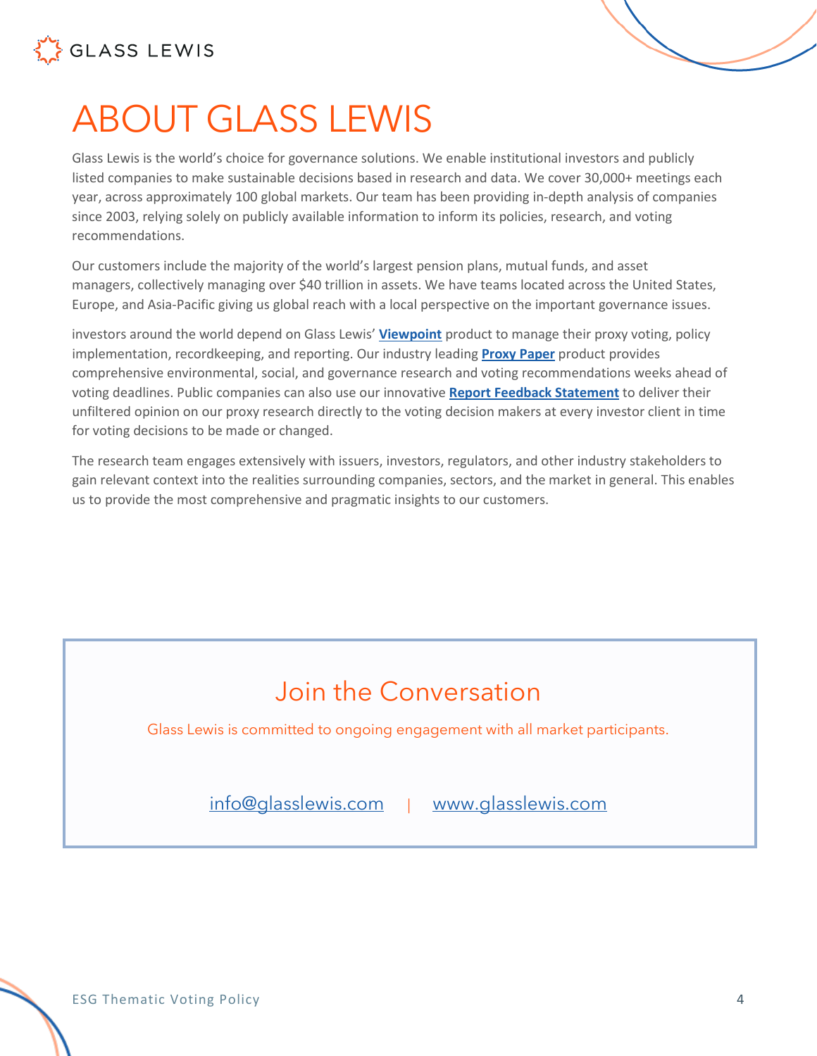# ABOUT GLASS LEWIS

Glass Lewis is the world's choice for governance solutions. We enable institutional investors and publicly listed companies to make sustainable decisions based in research and data. We cover 30,000+ meetings each year, across approximately 100 global markets. Our team has been providing in-depth analysis of companies since 2003, relying solely on publicly available information to inform its policies, research, and voting recommendations.

Our customers include the majority of the world's largest pension plans, mutual funds, and asset managers, collectively managing over $40 trillion in assets. We have teams located across the United States, Europe, and Asia-Pacific giving us global reach with a local perspective on the important governance issues.

investors around the world depend on Glass Lewis' **Viewpoint** product to manage their proxy voting, policy implementation, recordkeeping, and reporting. Our industry leading **Proxy Paper** product provides comprehensive environmental, social, and governance research and voting recommendations weeks ahead of voting deadlines. Public companies can also use our innovative **Report Feedback Statement** to deliver their unfiltered opinion on our proxy research directly to the voting decision makers at every investor client in time for voting decisions to be made or changed.

The research team engages extensively with issuers, investors, regulators, and other industry stakeholders to gain relevant context into the realities surrounding companies, sectors, and the market in general. This enables us to provide the most comprehensive and pragmatic insights to our customers.

## Join the Conversation

Glass Lewis is committed to ongoing engagement with all market participants.

info@glasslewis.com | www.glasslewis.com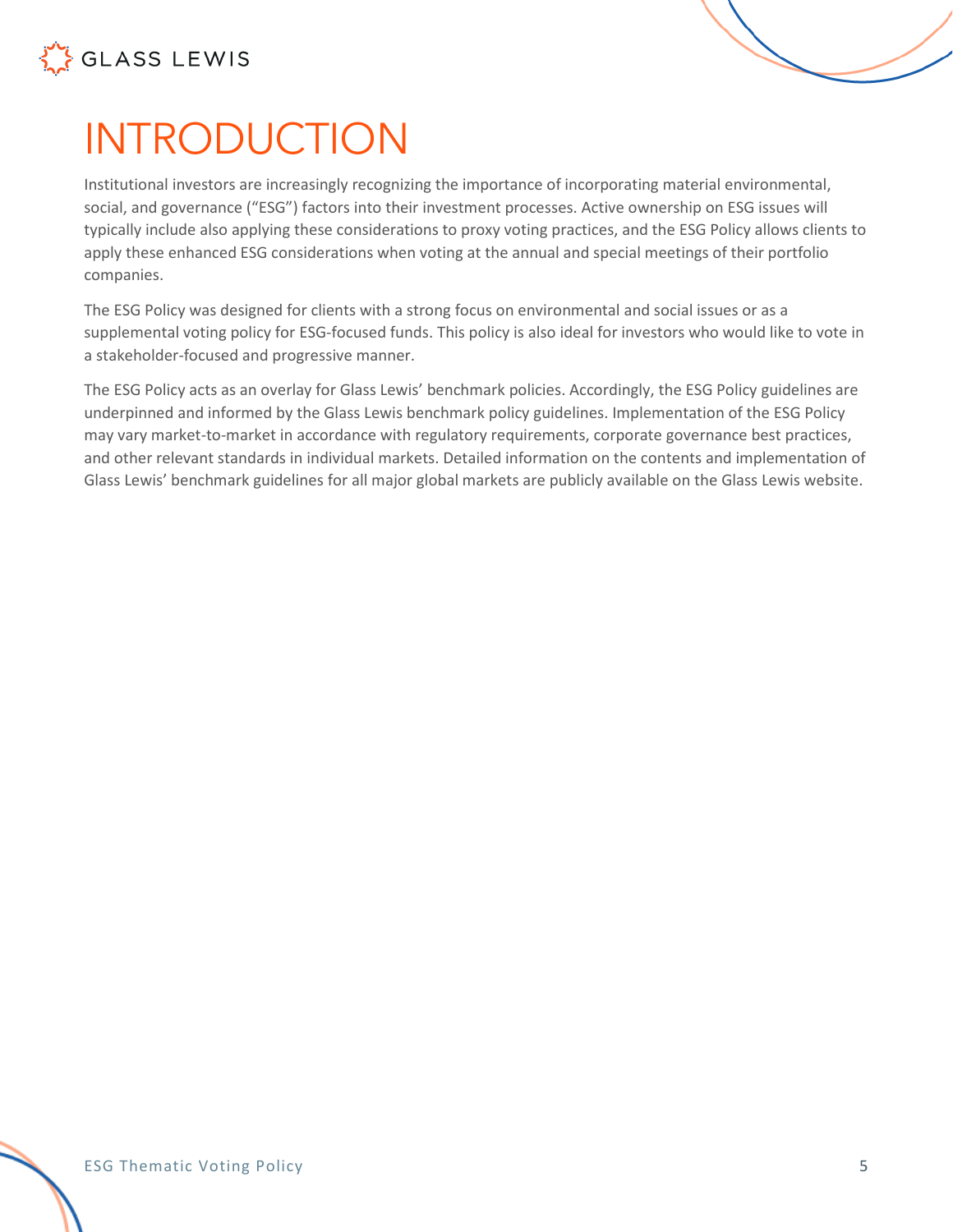# INTRODUCTION

Institutional investors are increasingly recognizing the importance of incorporating material environmental, social, and governance ("ESG") factors into their investment processes. Active ownership on ESG issues will typically include also applying these considerations to proxy voting practices, and the ESG Policy allows clients to apply these enhanced ESG considerations when voting at the annual and special meetings of their portfolio companies.

The ESG Policy was designed for clients with a strong focus on environmental and social issues or as a supplemental voting policy for ESG-focused funds. This policy is also ideal for investors who would like to vote in a stakeholder-focused and progressive manner.

The ESG Policy acts as an overlay for Glass Lewis' benchmark policies. Accordingly, the ESG Policy guidelines are underpinned and informed by the Glass Lewis benchmark policy guidelines. Implementation of the ESG Policy may vary market-to-market in accordance with regulatory requirements, corporate governance best practices, and other relevant standards in individual markets. Detailed information on the contents and implementation of Glass Lewis' benchmark guidelines for all major global markets are publicly available on the Glass Lewis website.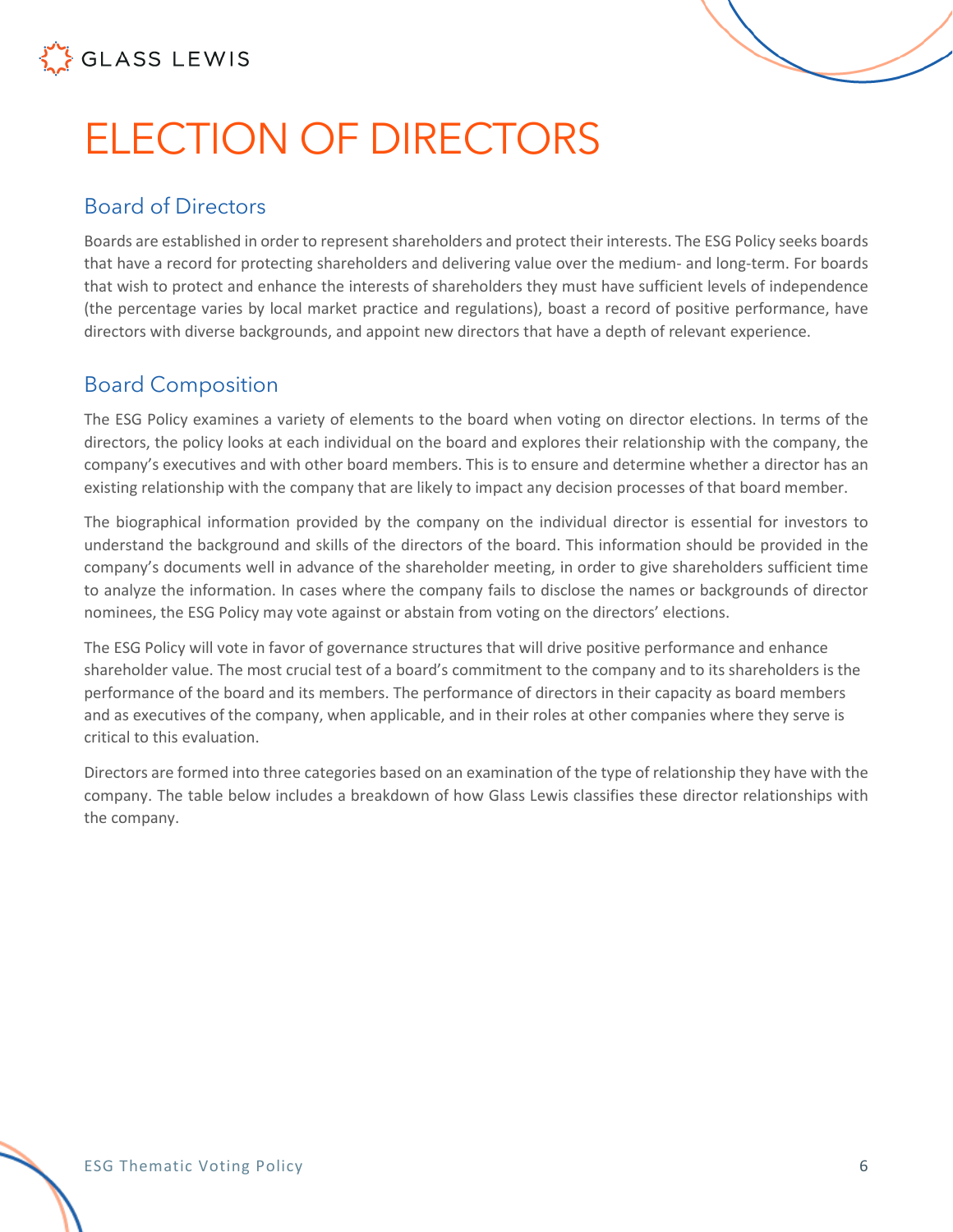# ELECTION OF DIRECTORS

## Board of Directors

Boards are established in order to represent shareholders and protect their interests. The ESG Policy seeks boards that have a record for protecting shareholders and delivering value over the medium- and long-term. For boards that wish to protect and enhance the interests of shareholders they must have sufficient levels of independence (the percentage varies by local market practice and regulations), boast a record of positive performance, have directors with diverse backgrounds, and appoint new directors that have a depth of relevant experience.

## Board Composition

The ESG Policy examines a variety of elements to the board when voting on director elections. In terms of the directors, the policy looks at each individual on the board and explores their relationship with the company, the company's executives and with other board members. This is to ensure and determine whether a director has an existing relationship with the company that are likely to impact any decision processes of that board member.

The biographical information provided by the company on the individual director is essential for investors to understand the background and skills of the directors of the board. This information should be provided in the company's documents well in advance of the shareholder meeting, in order to give shareholders sufficient time to analyze the information. In cases where the company fails to disclose the names or backgrounds of director nominees, the ESG Policy may vote against or abstain from voting on the directors' elections.

The ESG Policy will vote in favor of governance structures that will drive positive performance and enhance shareholder value. The most crucial test of a board's commitment to the company and to its shareholders is the performance of the board and its members. The performance of directors in their capacity as board members and as executives of the company, when applicable, and in their roles at other companies where they serve is critical to this evaluation.

Directors are formed into three categories based on an examination of the type of relationship they have with the company. The table below includes a breakdown of how Glass Lewis classifies these director relationships with the company.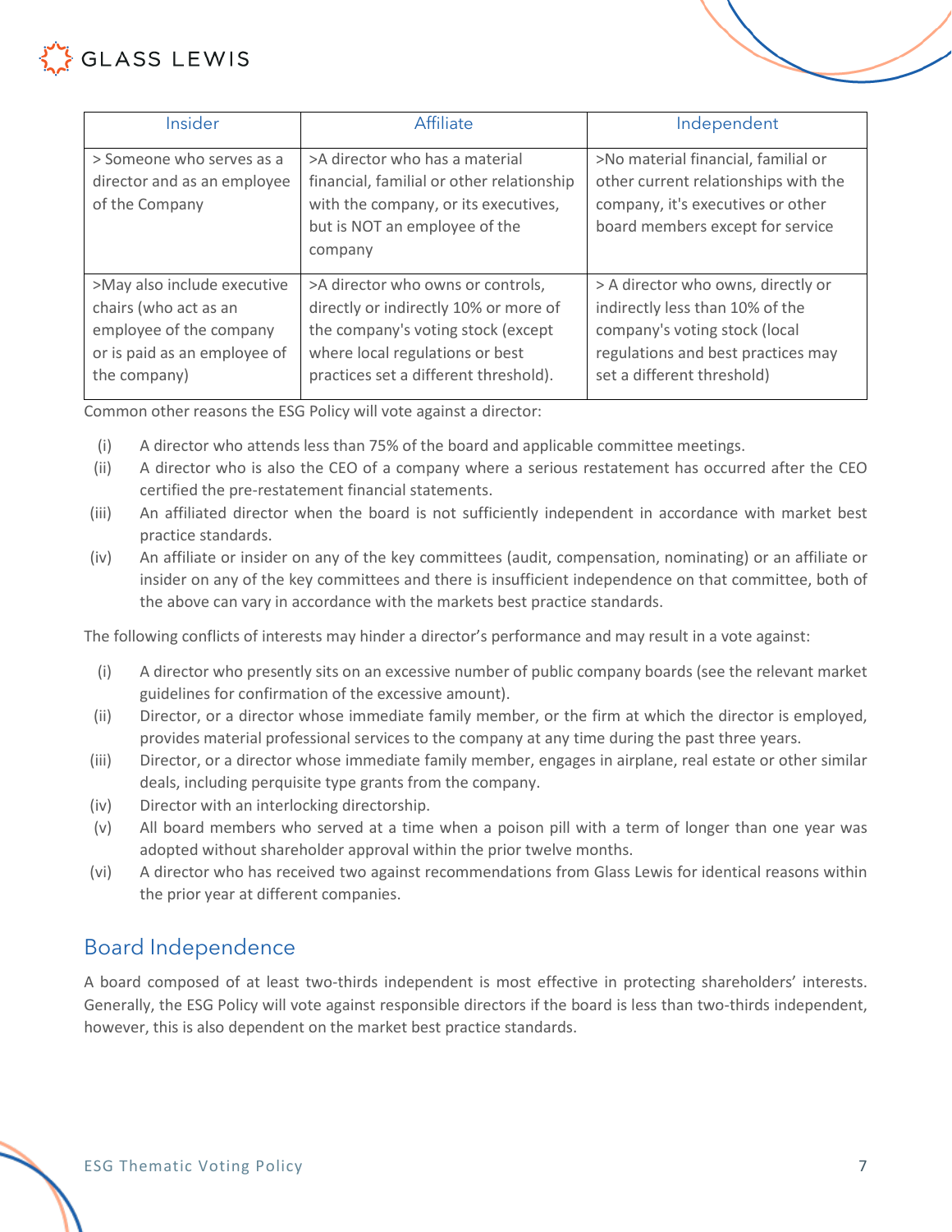| Insider | Affiliate | Independent |
|---|---|---|
| > Someone who serves as a director and as an employee of the Company | >A director who has a material financial, familial or other relationship with the company, or its executives, but is NOT an employee of the company | >No material financial, familial or other current relationships with the company, it's executives or other board members except for service |
| >May also include executive chairs (who act as an employee of the company or is paid as an employee of the company) | >A director who owns or controls, directly or indirectly 10% or more of the company's voting stock (except where local regulations or best practices set a different threshold). | > A director who owns, directly or indirectly less than 10% of the company's voting stock (local regulations and best practices may set a different threshold) |

Common other reasons the ESG Policy will vote against a director:

(i) A director who attends less than 75% of the board and applicable committee meetings.

(ii) A director who is also the CEO of a company where a serious restatement has occurred after the CEO certified the pre-restatement financial statements.

(iii) An affiliated director when the board is not sufficiently independent in accordance with market best practice standards.

(iv) An affiliate or insider on any of the key committees (audit, compensation, nominating) or an affiliate or insider on any of the key committees and there is insufficient independence on that committee, both of the above can vary in accordance with the markets best practice standards.

The following conflicts of interests may hinder a director's performance and may result in a vote against:

(i) A director who presently sits on an excessive number of public company boards (see the relevant market guidelines for confirmation of the excessive amount).

(ii) Director, or a director whose immediate family member, or the firm at which the director is employed, provides material professional services to the company at any time during the past three years.

(iii) Director, or a director whose immediate family member, engages in airplane, real estate or other similar deals, including perquisite type grants from the company.

(iv) Director with an interlocking directorship.

(v) All board members who served at a time when a poison pill with a term of longer than one year was adopted without shareholder approval within the prior twelve months.

(vi) A director who has received two against recommendations from Glass Lewis for identical reasons within the prior year at different companies.

## Board Independence

A board composed of at least two-thirds independent is most effective in protecting shareholders' interests. Generally, the ESG Policy will vote against responsible directors if the board is less than two-thirds independent, however, this is also dependent on the market best practice standards.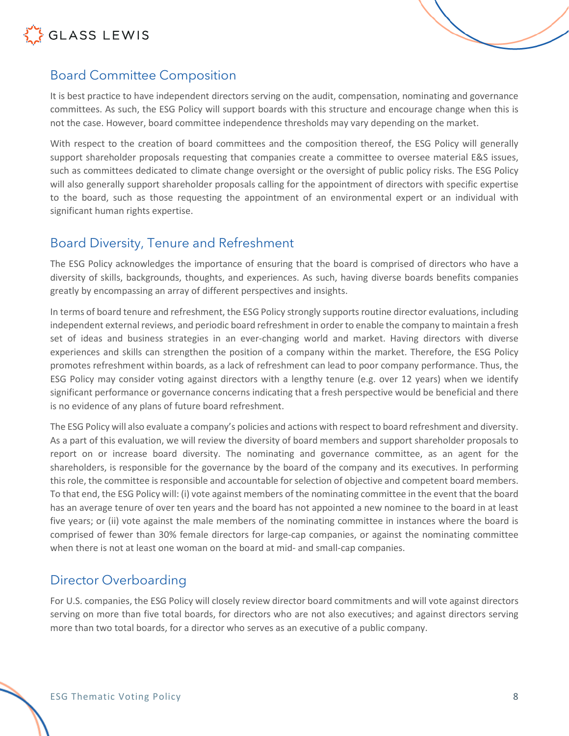## Board Committee Composition

It is best practice to have independent directors serving on the audit, compensation, nominating and governance committees. As such, the ESG Policy will support boards with this structure and encourage change when this is not the case. However, board committee independence thresholds may vary depending on the market.

With respect to the creation of board committees and the composition thereof, the ESG Policy will generally support shareholder proposals requesting that companies create a committee to oversee material E&S issues, such as committees dedicated to climate change oversight or the oversight of public policy risks. The ESG Policy will also generally support shareholder proposals calling for the appointment of directors with specific expertise to the board, such as those requesting the appointment of an environmental expert or an individual with significant human rights expertise.

## Board Diversity, Tenure and Refreshment

The ESG Policy acknowledges the importance of ensuring that the board is comprised of directors who have a diversity of skills, backgrounds, thoughts, and experiences. As such, having diverse boards benefits companies greatly by encompassing an array of different perspectives and insights.

In terms of board tenure and refreshment, the ESG Policy strongly supports routine director evaluations, including independent external reviews, and periodic board refreshment in order to enable the company to maintain a fresh set of ideas and business strategies in an ever-changing world and market. Having directors with diverse experiences and skills can strengthen the position of a company within the market. Therefore, the ESG Policy promotes refreshment within boards, as a lack of refreshment can lead to poor company performance. Thus, the ESG Policy may consider voting against directors with a lengthy tenure (e.g. over 12 years) when we identify significant performance or governance concerns indicating that a fresh perspective would be beneficial and there is no evidence of any plans of future board refreshment.

The ESG Policy will also evaluate a company's policies and actions with respect to board refreshment and diversity. As a part of this evaluation, we will review the diversity of board members and support shareholder proposals to report on or increase board diversity. The nominating and governance committee, as an agent for the shareholders, is responsible for the governance by the board of the company and its executives. In performing this role, the committee is responsible and accountable for selection of objective and competent board members. To that end, the ESG Policy will: (i) vote against members of the nominating committee in the event that the board has an average tenure of over ten years and the board has not appointed a new nominee to the board in at least five years; or (ii) vote against the male members of the nominating committee in instances where the board is comprised of fewer than 30% female directors for large-cap companies, or against the nominating committee when there is not at least one woman on the board at mid- and small-cap companies.

## Director Overboarding

For U.S. companies, the ESG Policy will closely review director board commitments and will vote against directors serving on more than five total boards, for directors who are not also executives; and against directors serving more than two total boards, for a director who serves as an executive of a public company.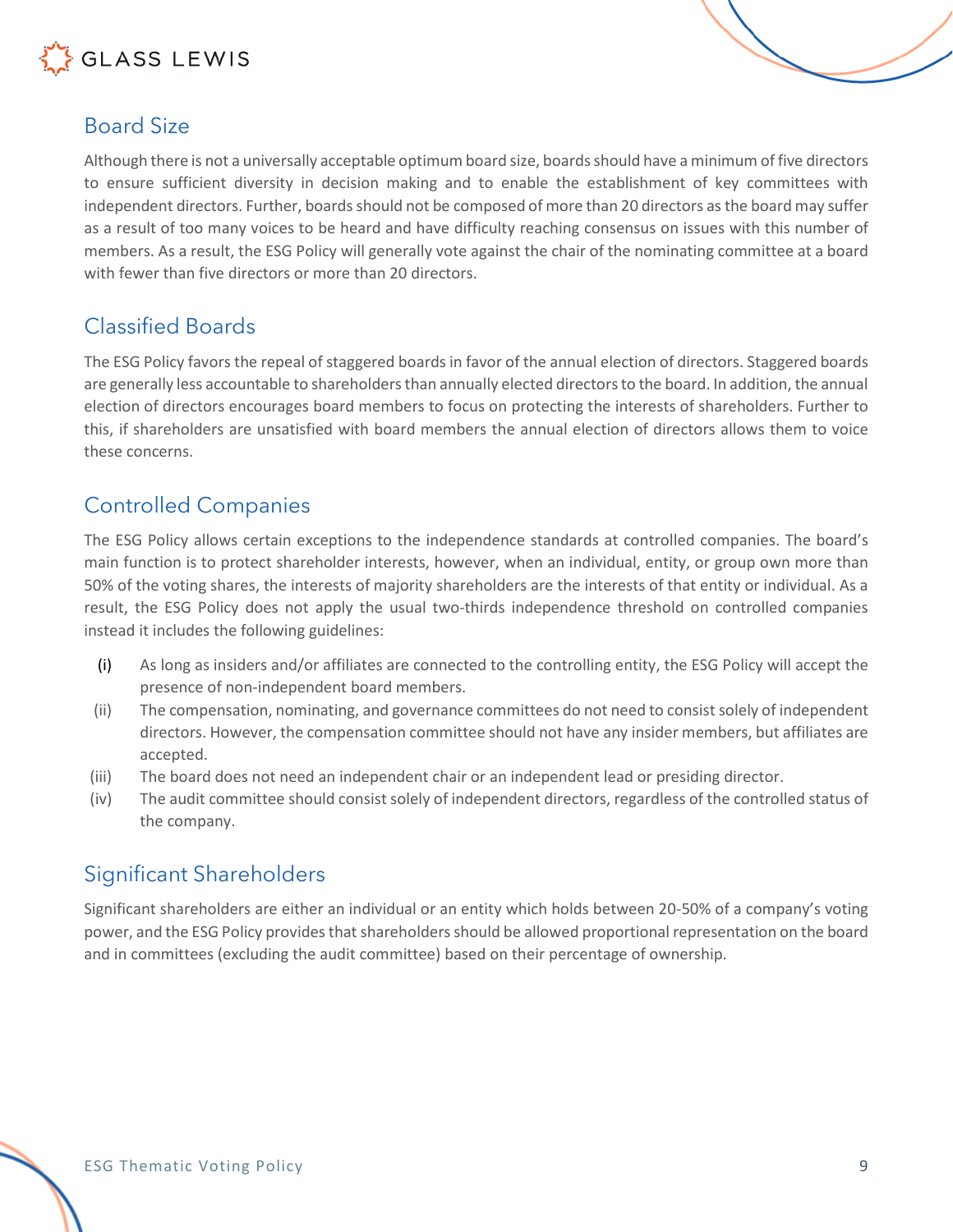## Board Size

Although there is not a universally acceptable optimum board size, boards should have a minimum of five directors to ensure sufficient diversity in decision making and to enable the establishment of key committees with independent directors. Further, boards should not be composed of more than 20 directors as the board may suffer as a result of too many voices to be heard and have difficulty reaching consensus on issues with this number of members. As a result, the ESG Policy will generally vote against the chair of the nominating committee at a board with fewer than five directors or more than 20 directors.

## Classified Boards

The ESG Policy favors the repeal of staggered boards in favor of the annual election of directors. Staggered boards are generally less accountable to shareholders than annually elected directors to the board. In addition, the annual election of directors encourages board members to focus on protecting the interests of shareholders. Further to this, if shareholders are unsatisfied with board members the annual election of directors allows them to voice these concerns.

## Controlled Companies

The ESG Policy allows certain exceptions to the independence standards at controlled companies. The board's main function is to protect shareholder interests, however, when an individual, entity, or group own more than 50% of the voting shares, the interests of majority shareholders are the interests of that entity or individual. As a result, the ESG Policy does not apply the usual two-thirds independence threshold on controlled companies instead it includes the following guidelines:

(i) As long as insiders and/or affiliates are connected to the controlling entity, the ESG Policy will accept the presence of non-independent board members.

(ii) The compensation, nominating, and governance committees do not need to consist solely of independent directors. However, the compensation committee should not have any insider members, but affiliates are accepted.

(iii) The board does not need an independent chair or an independent lead or presiding director.

(iv) The audit committee should consist solely of independent directors, regardless of the controlled status of the company.

## Significant Shareholders

Significant shareholders are either an individual or an entity which holds between 20-50% of a company's voting power, and the ESG Policy provides that shareholders should be allowed proportional representation on the board and in committees (excluding the audit committee) based on their percentage of ownership.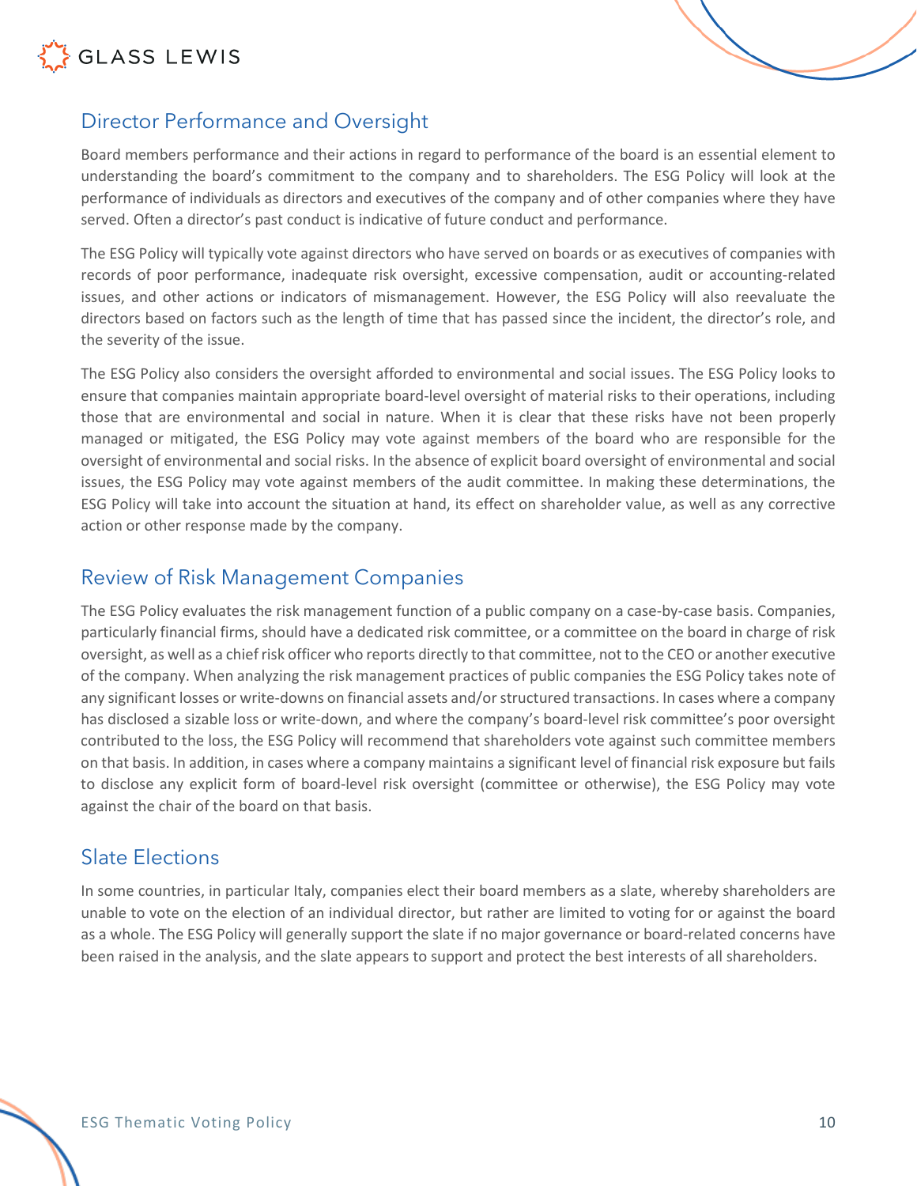## Director Performance and Oversight

Board members performance and their actions in regard to performance of the board is an essential element to understanding the board's commitment to the company and to shareholders. The ESG Policy will look at the performance of individuals as directors and executives of the company and of other companies where they have served. Often a director's past conduct is indicative of future conduct and performance.

The ESG Policy will typically vote against directors who have served on boards or as executives of companies with records of poor performance, inadequate risk oversight, excessive compensation, audit or accounting-related issues, and other actions or indicators of mismanagement. However, the ESG Policy will also reevaluate the directors based on factors such as the length of time that has passed since the incident, the director's role, and the severity of the issue.

The ESG Policy also considers the oversight afforded to environmental and social issues. The ESG Policy looks to ensure that companies maintain appropriate board-level oversight of material risks to their operations, including those that are environmental and social in nature. When it is clear that these risks have not been properly managed or mitigated, the ESG Policy may vote against members of the board who are responsible for the oversight of environmental and social risks. In the absence of explicit board oversight of environmental and social issues, the ESG Policy may vote against members of the audit committee. In making these determinations, the ESG Policy will take into account the situation at hand, its effect on shareholder value, as well as any corrective action or other response made by the company.

## Review of Risk Management Companies

The ESG Policy evaluates the risk management function of a public company on a case-by-case basis. Companies, particularly financial firms, should have a dedicated risk committee, or a committee on the board in charge of risk oversight, as well as a chief risk officer who reports directly to that committee, not to the CEO or another executive of the company. When analyzing the risk management practices of public companies the ESG Policy takes note of any significant losses or write-downs on financial assets and/or structured transactions. In cases where a company has disclosed a sizable loss or write-down, and where the company's board-level risk committee's poor oversight contributed to the loss, the ESG Policy will recommend that shareholders vote against such committee members on that basis. In addition, in cases where a company maintains a significant level of financial risk exposure but fails to disclose any explicit form of board-level risk oversight (committee or otherwise), the ESG Policy may vote against the chair of the board on that basis.

## Slate Elections

In some countries, in particular Italy, companies elect their board members as a slate, whereby shareholders are unable to vote on the election of an individual director, but rather are limited to voting for or against the board as a whole. The ESG Policy will generally support the slate if no major governance or board-related concerns have been raised in the analysis, and the slate appears to support and protect the best interests of all shareholders.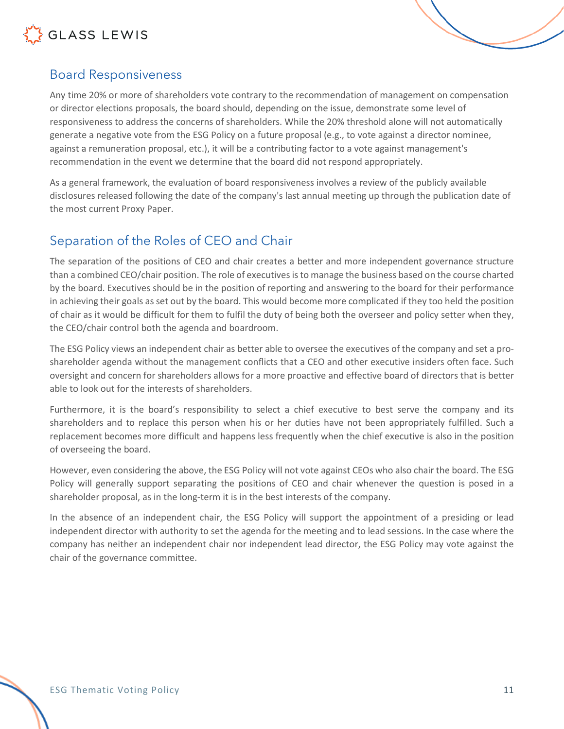## Board Responsiveness

Any time 20% or more of shareholders vote contrary to the recommendation of management on compensation or director elections proposals, the board should, depending on the issue, demonstrate some level of responsiveness to address the concerns of shareholders. While the 20% threshold alone will not automatically generate a negative vote from the ESG Policy on a future proposal (e.g., to vote against a director nominee, against a remuneration proposal, etc.), it will be a contributing factor to a vote against management's recommendation in the event we determine that the board did not respond appropriately.

As a general framework, the evaluation of board responsiveness involves a review of the publicly available disclosures released following the date of the company's last annual meeting up through the publication date of the most current Proxy Paper.

## Separation of the Roles of CEO and Chair

The separation of the positions of CEO and chair creates a better and more independent governance structure than a combined CEO/chair position. The role of executives is to manage the business based on the course charted by the board. Executives should be in the position of reporting and answering to the board for their performance in achieving their goals as set out by the board. This would become more complicated if they too held the position of chair as it would be difficult for them to fulfil the duty of being both the overseer and policy setter when they, the CEO/chair control both the agenda and boardroom.

The ESG Policy views an independent chair as better able to oversee the executives of the company and set a pro-shareholder agenda without the management conflicts that a CEO and other executive insiders often face. Such oversight and concern for shareholders allows for a more proactive and effective board of directors that is better able to look out for the interests of shareholders.

Furthermore, it is the board's responsibility to select a chief executive to best serve the company and its shareholders and to replace this person when his or her duties have not been appropriately fulfilled. Such a replacement becomes more difficult and happens less frequently when the chief executive is also in the position of overseeing the board.

However, even considering the above, the ESG Policy will not vote against CEOs who also chair the board. The ESG Policy will generally support separating the positions of CEO and chair whenever the question is posed in a shareholder proposal, as in the long-term it is in the best interests of the company.

In the absence of an independent chair, the ESG Policy will support the appointment of a presiding or lead independent director with authority to set the agenda for the meeting and to lead sessions. In the case where the company has neither an independent chair nor independent lead director, the ESG Policy may vote against the chair of the governance committee.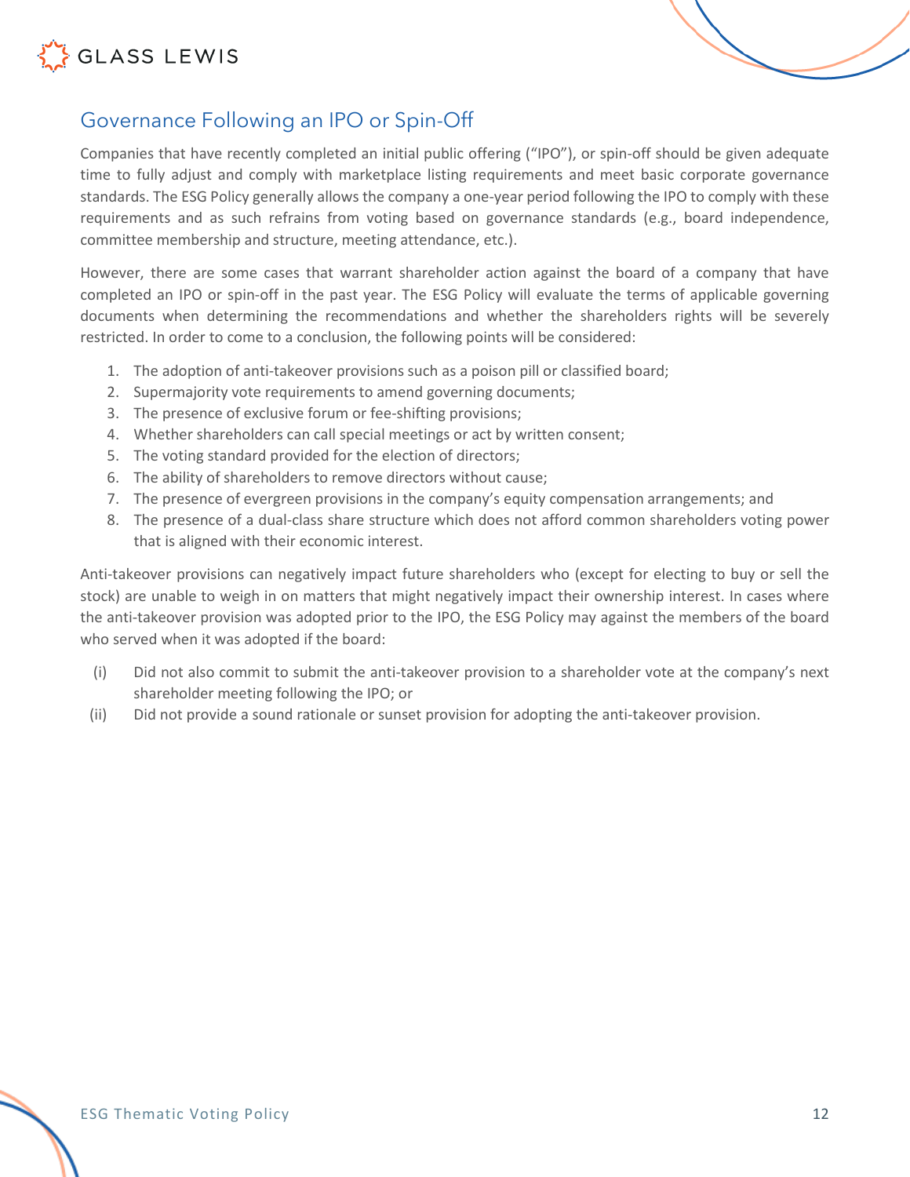## Governance Following an IPO or Spin-Off

Companies that have recently completed an initial public offering ("IPO"), or spin-off should be given adequate time to fully adjust and comply with marketplace listing requirements and meet basic corporate governance standards. The ESG Policy generally allows the company a one-year period following the IPO to comply with these requirements and as such refrains from voting based on governance standards (e.g., board independence, committee membership and structure, meeting attendance, etc.).

However, there are some cases that warrant shareholder action against the board of a company that have completed an IPO or spin-off in the past year. The ESG Policy will evaluate the terms of applicable governing documents when determining the recommendations and whether the shareholders rights will be severely restricted. In order to come to a conclusion, the following points will be considered:

1. The adoption of anti-takeover provisions such as a poison pill or classified board;
2. Supermajority vote requirements to amend governing documents;
3. The presence of exclusive forum or fee-shifting provisions;
4. Whether shareholders can call special meetings or act by written consent;
5. The voting standard provided for the election of directors;
6. The ability of shareholders to remove directors without cause;
7. The presence of evergreen provisions in the company's equity compensation arrangements; and
8. The presence of a dual-class share structure which does not afford common shareholders voting power that is aligned with their economic interest.

Anti-takeover provisions can negatively impact future shareholders who (except for electing to buy or sell the stock) are unable to weigh in on matters that might negatively impact their ownership interest. In cases where the anti-takeover provision was adopted prior to the IPO, the ESG Policy may against the members of the board who served when it was adopted if the board:

(i) Did not also commit to submit the anti-takeover provision to a shareholder vote at the company's next shareholder meeting following the IPO; or

(ii) Did not provide a sound rationale or sunset provision for adopting the anti-takeover provision.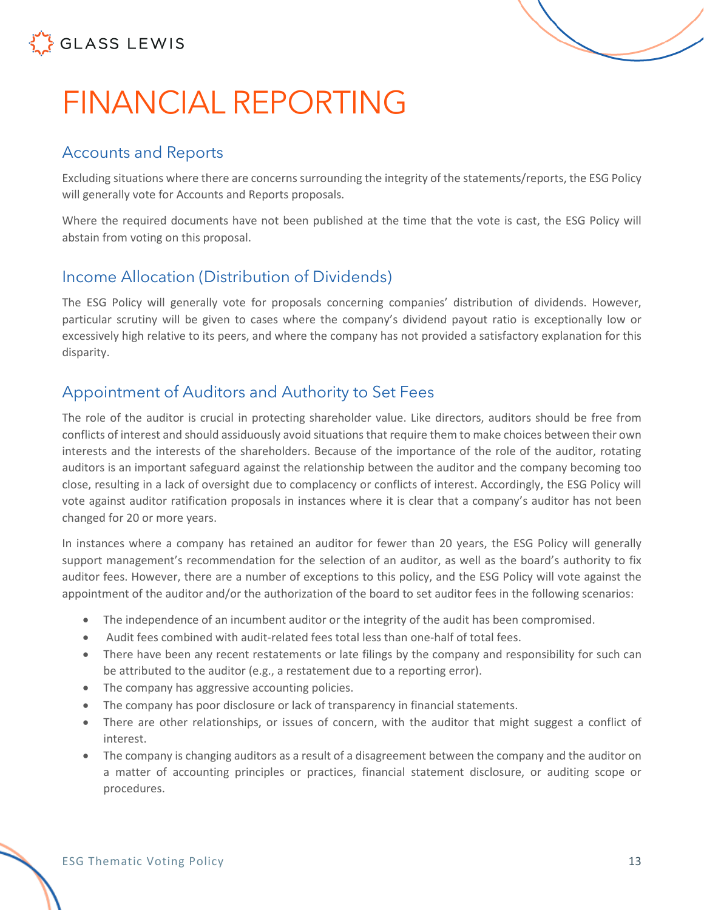# FINANCIAL REPORTING

## Accounts and Reports

Excluding situations where there are concerns surrounding the integrity of the statements/reports, the ESG Policy will generally vote for Accounts and Reports proposals.

Where the required documents have not been published at the time that the vote is cast, the ESG Policy will abstain from voting on this proposal.

## Income Allocation (Distribution of Dividends)

The ESG Policy will generally vote for proposals concerning companies' distribution of dividends. However, particular scrutiny will be given to cases where the company's dividend payout ratio is exceptionally low or excessively high relative to its peers, and where the company has not provided a satisfactory explanation for this disparity.

## Appointment of Auditors and Authority to Set Fees

The role of the auditor is crucial in protecting shareholder value. Like directors, auditors should be free from conflicts of interest and should assiduously avoid situations that require them to make choices between their own interests and the interests of the shareholders. Because of the importance of the role of the auditor, rotating auditors is an important safeguard against the relationship between the auditor and the company becoming too close, resulting in a lack of oversight due to complacency or conflicts of interest. Accordingly, the ESG Policy will vote against auditor ratification proposals in instances where it is clear that a company's auditor has not been changed for 20 or more years.

In instances where a company has retained an auditor for fewer than 20 years, the ESG Policy will generally support management's recommendation for the selection of an auditor, as well as the board's authority to fix auditor fees. However, there are a number of exceptions to this policy, and the ESG Policy will vote against the appointment of the auditor and/or the authorization of the board to set auditor fees in the following scenarios:

- The independence of an incumbent auditor or the integrity of the audit has been compromised.
- Audit fees combined with audit-related fees total less than one-half of total fees.
- There have been any recent restatements or late filings by the company and responsibility for such can be attributed to the auditor (e.g., a restatement due to a reporting error).
- The company has aggressive accounting policies.
- The company has poor disclosure or lack of transparency in financial statements.
- There are other relationships, or issues of concern, with the auditor that might suggest a conflict of interest.
- The company is changing auditors as a result of a disagreement between the company and the auditor on a matter of accounting principles or practices, financial statement disclosure, or auditing scope or procedures.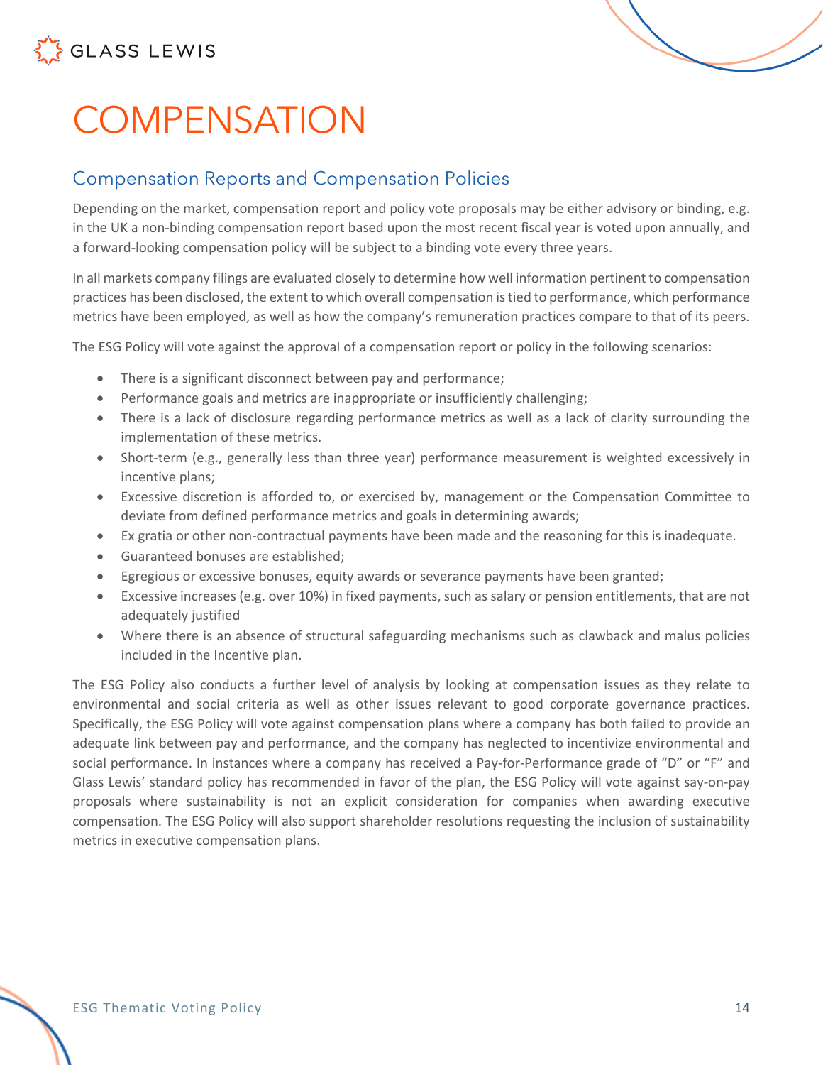# COMPENSATION

## Compensation Reports and Compensation Policies

Depending on the market, compensation report and policy vote proposals may be either advisory or binding, e.g. in the UK a non-binding compensation report based upon the most recent fiscal year is voted upon annually, and a forward-looking compensation policy will be subject to a binding vote every three years.

In all markets company filings are evaluated closely to determine how well information pertinent to compensation practices has been disclosed, the extent to which overall compensation is tied to performance, which performance metrics have been employed, as well as how the company's remuneration practices compare to that of its peers.

The ESG Policy will vote against the approval of a compensation report or policy in the following scenarios:

- There is a significant disconnect between pay and performance;
- Performance goals and metrics are inappropriate or insufficiently challenging;
- There is a lack of disclosure regarding performance metrics as well as a lack of clarity surrounding the implementation of these metrics.
- Short-term (e.g., generally less than three year) performance measurement is weighted excessively in incentive plans;
- Excessive discretion is afforded to, or exercised by, management or the Compensation Committee to deviate from defined performance metrics and goals in determining awards;
- Ex gratia or other non-contractual payments have been made and the reasoning for this is inadequate.
- Guaranteed bonuses are established;
- Egregious or excessive bonuses, equity awards or severance payments have been granted;
- Excessive increases (e.g. over 10%) in fixed payments, such as salary or pension entitlements, that are not adequately justified
- Where there is an absence of structural safeguarding mechanisms such as clawback and malus policies included in the Incentive plan.

The ESG Policy also conducts a further level of analysis by looking at compensation issues as they relate to environmental and social criteria as well as other issues relevant to good corporate governance practices. Specifically, the ESG Policy will vote against compensation plans where a company has both failed to provide an adequate link between pay and performance, and the company has neglected to incentivize environmental and social performance. In instances where a company has received a Pay-for-Performance grade of "D" or "F" and Glass Lewis' standard policy has recommended in favor of the plan, the ESG Policy will vote against say-on-pay proposals where sustainability is not an explicit consideration for companies when awarding executive compensation. The ESG Policy will also support shareholder resolutions requesting the inclusion of sustainability metrics in executive compensation plans.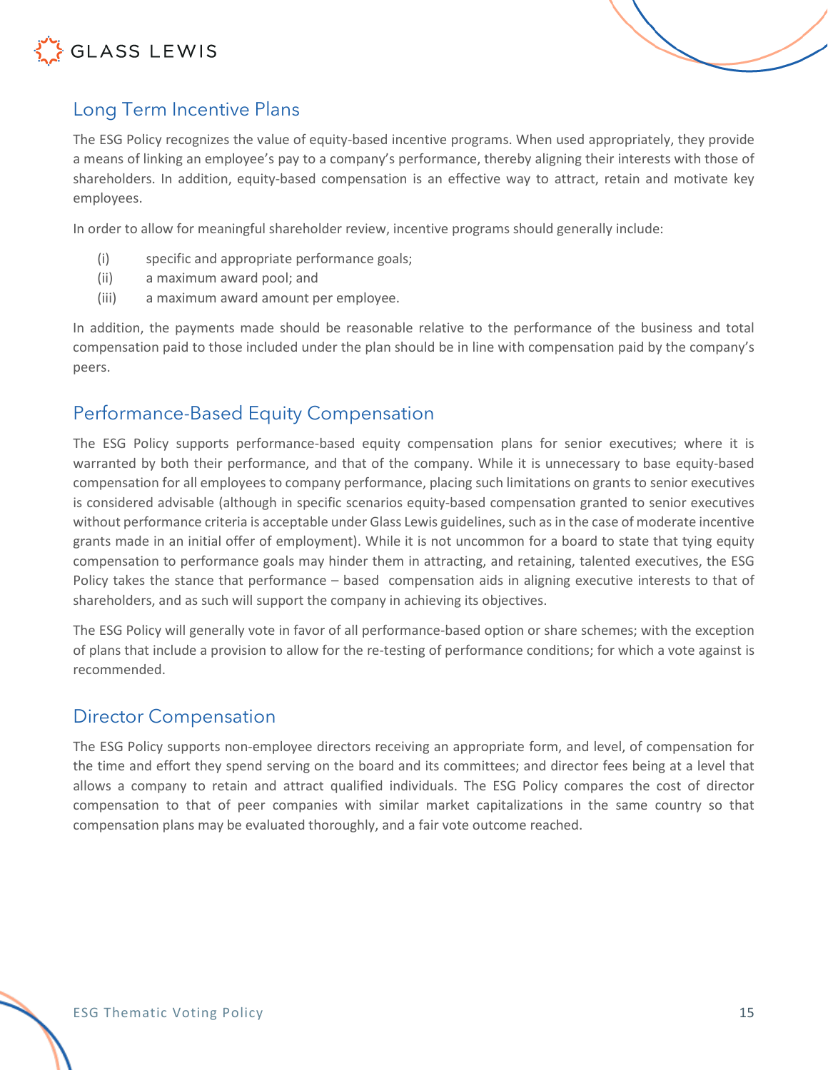## Long Term Incentive Plans

The ESG Policy recognizes the value of equity-based incentive programs. When used appropriately, they provide a means of linking an employee's pay to a company's performance, thereby aligning their interests with those of shareholders. In addition, equity-based compensation is an effective way to attract, retain and motivate key employees.

In order to allow for meaningful shareholder review, incentive programs should generally include:

(i) specific and appropriate performance goals;
(ii) a maximum award pool; and
(iii) a maximum award amount per employee.

In addition, the payments made should be reasonable relative to the performance of the business and total compensation paid to those included under the plan should be in line with compensation paid by the company's peers.

## Performance-Based Equity Compensation

The ESG Policy supports performance-based equity compensation plans for senior executives; where it is warranted by both their performance, and that of the company. While it is unnecessary to base equity-based compensation for all employees to company performance, placing such limitations on grants to senior executives is considered advisable (although in specific scenarios equity-based compensation granted to senior executives without performance criteria is acceptable under Glass Lewis guidelines, such as in the case of moderate incentive grants made in an initial offer of employment). While it is not uncommon for a board to state that tying equity compensation to performance goals may hinder them in attracting, and retaining, talented executives, the ESG Policy takes the stance that performance – based compensation aids in aligning executive interests to that of shareholders, and as such will support the company in achieving its objectives.

The ESG Policy will generally vote in favor of all performance-based option or share schemes; with the exception of plans that include a provision to allow for the re-testing of performance conditions; for which a vote against is recommended.

## Director Compensation

The ESG Policy supports non-employee directors receiving an appropriate form, and level, of compensation for the time and effort they spend serving on the board and its committees; and director fees being at a level that allows a company to retain and attract qualified individuals. The ESG Policy compares the cost of director compensation to that of peer companies with similar market capitalizations in the same country so that compensation plans may be evaluated thoroughly, and a fair vote outcome reached.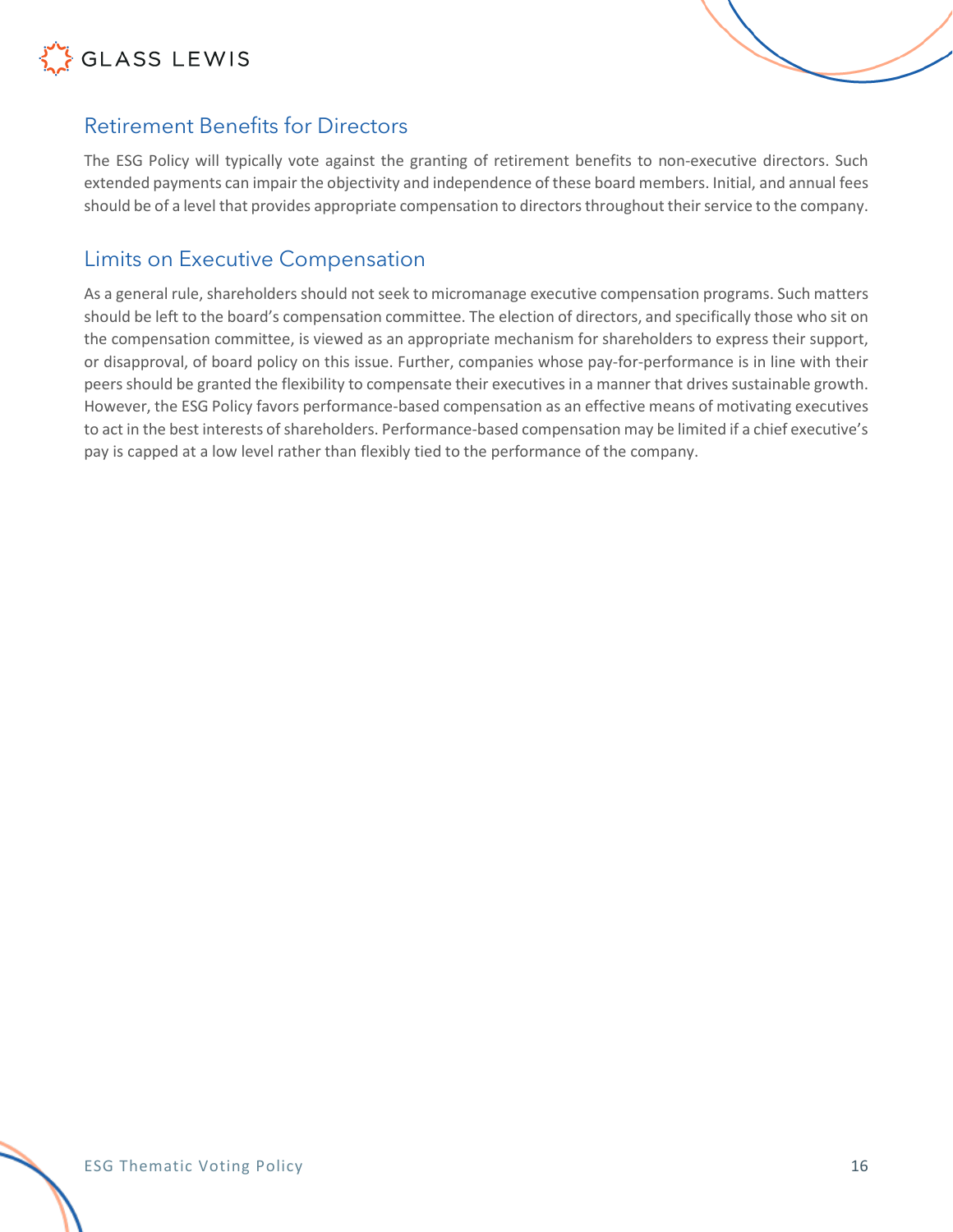## Retirement Benefits for Directors

The ESG Policy will typically vote against the granting of retirement benefits to non-executive directors. Such extended payments can impair the objectivity and independence of these board members. Initial, and annual fees should be of a level that provides appropriate compensation to directors throughout their service to the company.

## Limits on Executive Compensation

As a general rule, shareholders should not seek to micromanage executive compensation programs. Such matters should be left to the board's compensation committee. The election of directors, and specifically those who sit on the compensation committee, is viewed as an appropriate mechanism for shareholders to express their support, or disapproval, of board policy on this issue. Further, companies whose pay-for-performance is in line with their peers should be granted the flexibility to compensate their executives in a manner that drives sustainable growth. However, the ESG Policy favors performance-based compensation as an effective means of motivating executives to act in the best interests of shareholders. Performance-based compensation may be limited if a chief executive's pay is capped at a low level rather than flexibly tied to the performance of the company.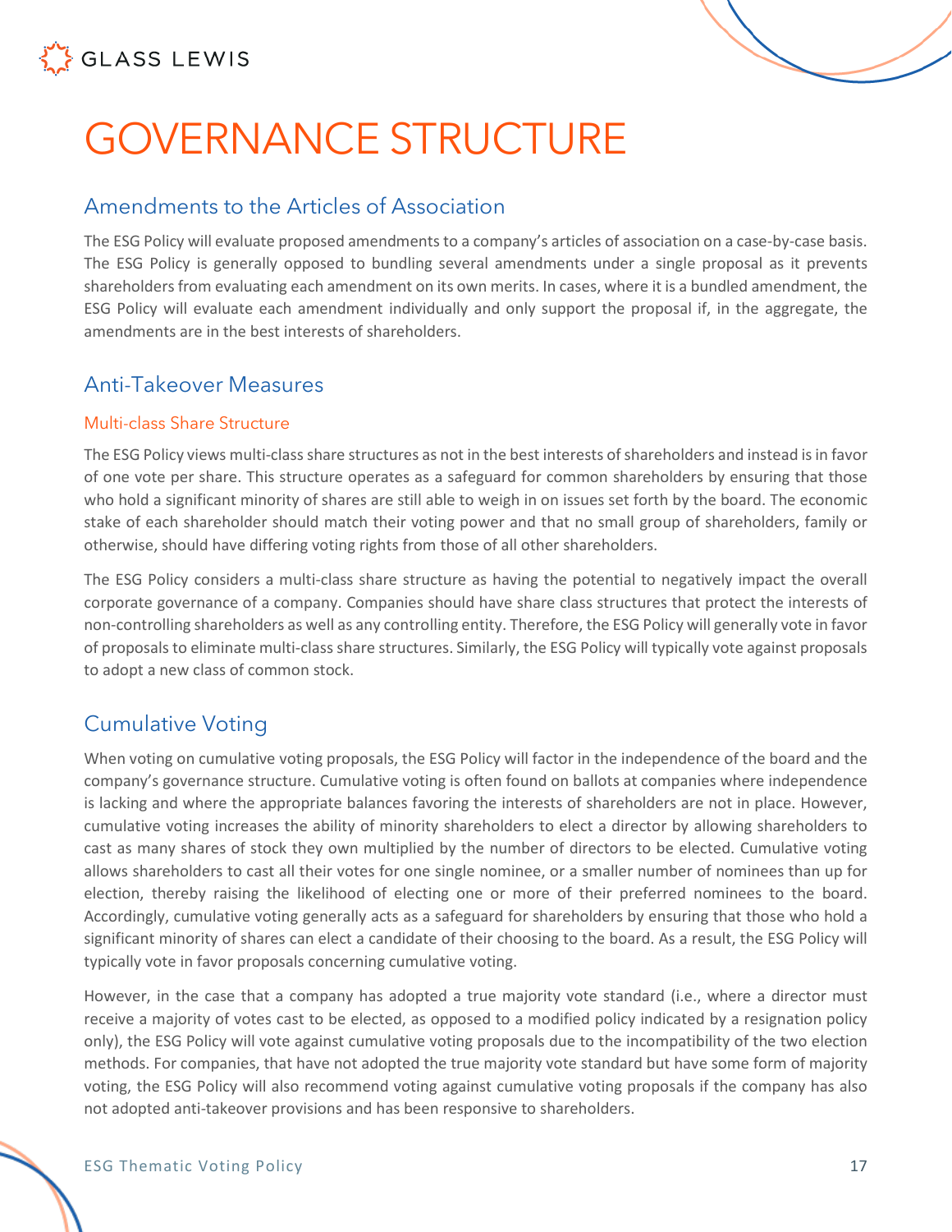# GOVERNANCE STRUCTURE

## Amendments to the Articles of Association

The ESG Policy will evaluate proposed amendments to a company's articles of association on a case-by-case basis. The ESG Policy is generally opposed to bundling several amendments under a single proposal as it prevents shareholders from evaluating each amendment on its own merits. In cases, where it is a bundled amendment, the ESG Policy will evaluate each amendment individually and only support the proposal if, in the aggregate, the amendments are in the best interests of shareholders.

## Anti-Takeover Measures

### Multi-class Share Structure

The ESG Policy views multi-class share structures as not in the best interests of shareholders and instead is in favor of one vote per share. This structure operates as a safeguard for common shareholders by ensuring that those who hold a significant minority of shares are still able to weigh in on issues set forth by the board. The economic stake of each shareholder should match their voting power and that no small group of shareholders, family or otherwise, should have differing voting rights from those of all other shareholders.

The ESG Policy considers a multi-class share structure as having the potential to negatively impact the overall corporate governance of a company. Companies should have share class structures that protect the interests of non-controlling shareholders as well as any controlling entity. Therefore, the ESG Policy will generally vote in favor of proposals to eliminate multi-class share structures. Similarly, the ESG Policy will typically vote against proposals to adopt a new class of common stock.

## Cumulative Voting

When voting on cumulative voting proposals, the ESG Policy will factor in the independence of the board and the company's governance structure. Cumulative voting is often found on ballots at companies where independence is lacking and where the appropriate balances favoring the interests of shareholders are not in place. However, cumulative voting increases the ability of minority shareholders to elect a director by allowing shareholders to cast as many shares of stock they own multiplied by the number of directors to be elected. Cumulative voting allows shareholders to cast all their votes for one single nominee, or a smaller number of nominees than up for election, thereby raising the likelihood of electing one or more of their preferred nominees to the board. Accordingly, cumulative voting generally acts as a safeguard for shareholders by ensuring that those who hold a significant minority of shares can elect a candidate of their choosing to the board. As a result, the ESG Policy will typically vote in favor proposals concerning cumulative voting.

However, in the case that a company has adopted a true majority vote standard (i.e., where a director must receive a majority of votes cast to be elected, as opposed to a modified policy indicated by a resignation policy only), the ESG Policy will vote against cumulative voting proposals due to the incompatibility of the two election methods. For companies, that have not adopted the true majority vote standard but have some form of majority voting, the ESG Policy will also recommend voting against cumulative voting proposals if the company has also not adopted anti-takeover provisions and has been responsive to shareholders.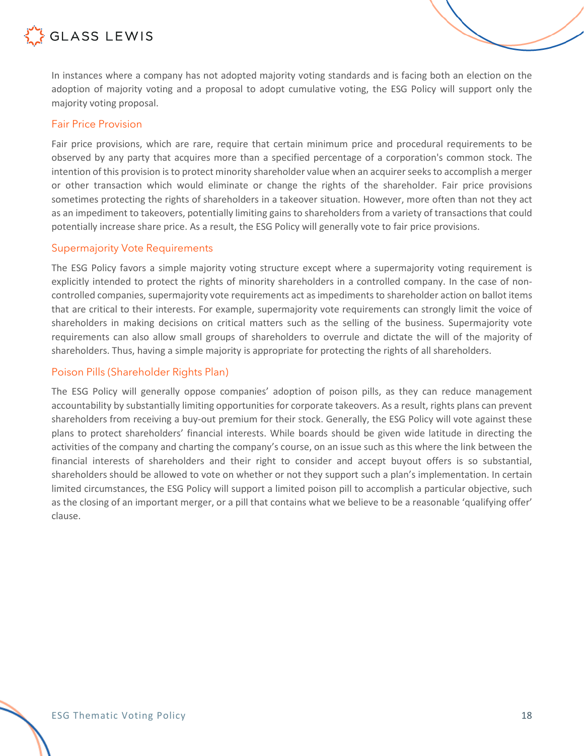In instances where a company has not adopted majority voting standards and is facing both an election on the adoption of majority voting and a proposal to adopt cumulative voting, the ESG Policy will support only the majority voting proposal.

### Fair Price Provision

Fair price provisions, which are rare, require that certain minimum price and procedural requirements to be observed by any party that acquires more than a specified percentage of a corporation's common stock. The intention of this provision is to protect minority shareholder value when an acquirer seeks to accomplish a merger or other transaction which would eliminate or change the rights of the shareholder. Fair price provisions sometimes protecting the rights of shareholders in a takeover situation. However, more often than not they act as an impediment to takeovers, potentially limiting gains to shareholders from a variety of transactions that could potentially increase share price. As a result, the ESG Policy will generally vote to fair price provisions.

### Supermajority Vote Requirements

The ESG Policy favors a simple majority voting structure except where a supermajority voting requirement is explicitly intended to protect the rights of minority shareholders in a controlled company. In the case of non-controlled companies, supermajority vote requirements act as impediments to shareholder action on ballot items that are critical to their interests. For example, supermajority vote requirements can strongly limit the voice of shareholders in making decisions on critical matters such as the selling of the business. Supermajority vote requirements can also allow small groups of shareholders to overrule and dictate the will of the majority of shareholders. Thus, having a simple majority is appropriate for protecting the rights of all shareholders.

### Poison Pills (Shareholder Rights Plan)

The ESG Policy will generally oppose companies' adoption of poison pills, as they can reduce management accountability by substantially limiting opportunities for corporate takeovers. As a result, rights plans can prevent shareholders from receiving a buy-out premium for their stock. Generally, the ESG Policy will vote against these plans to protect shareholders' financial interests. While boards should be given wide latitude in directing the activities of the company and charting the company's course, on an issue such as this where the link between the financial interests of shareholders and their right to consider and accept buyout offers is so substantial, shareholders should be allowed to vote on whether or not they support such a plan's implementation. In certain limited circumstances, the ESG Policy will support a limited poison pill to accomplish a particular objective, such as the closing of an important merger, or a pill that contains what we believe to be a reasonable 'qualifying offer' clause.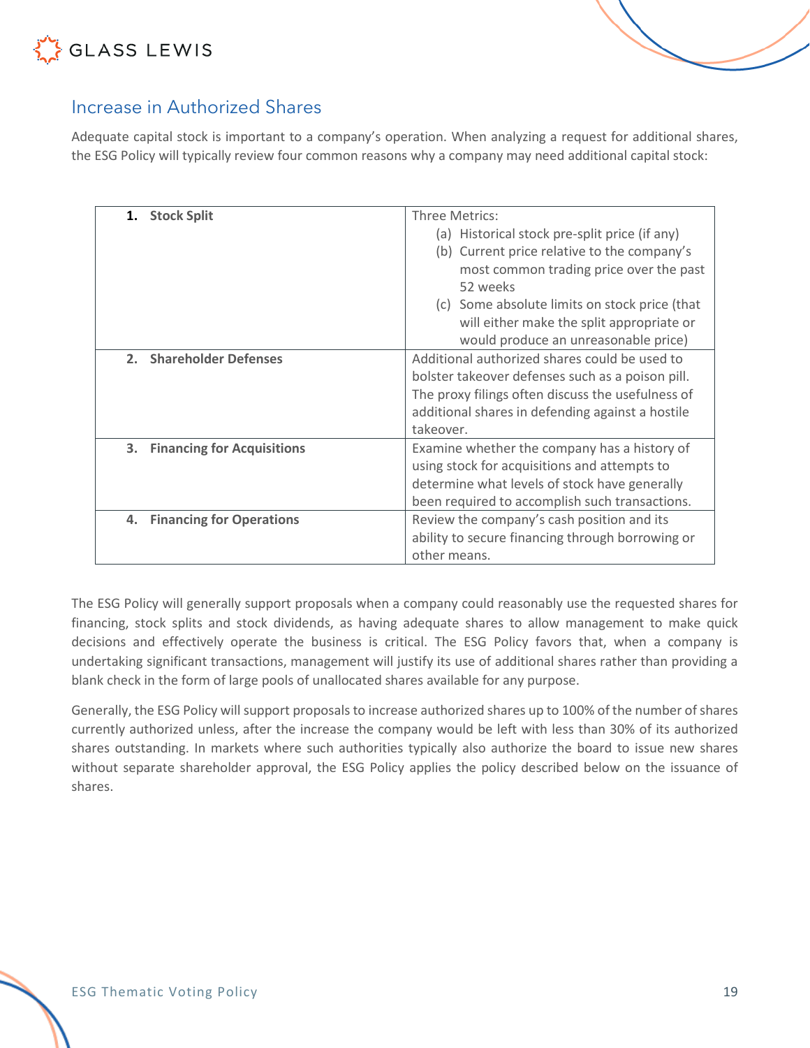## Increase in Authorized Shares

Adequate capital stock is important to a company's operation. When analyzing a request for additional shares, the ESG Policy will typically review four common reasons why a company may need additional capital stock:

| | |
|---|---|
| **1. Stock Split** | Three Metrics:<br>(a) Historical stock pre-split price (if any)<br>(b) Current price relative to the company's most common trading price over the past 52 weeks<br>(c) Some absolute limits on stock price (that will either make the split appropriate or would produce an unreasonable price) |
| **2. Shareholder Defenses** | Additional authorized shares could be used to bolster takeover defenses such as a poison pill. The proxy filings often discuss the usefulness of additional shares in defending against a hostile takeover. |
| **3. Financing for Acquisitions** | Examine whether the company has a history of using stock for acquisitions and attempts to determine what levels of stock have generally been required to accomplish such transactions. |
| **4. Financing for Operations** | Review the company's cash position and its ability to secure financing through borrowing or other means. |

The ESG Policy will generally support proposals when a company could reasonably use the requested shares for financing, stock splits and stock dividends, as having adequate shares to allow management to make quick decisions and effectively operate the business is critical. The ESG Policy favors that, when a company is undertaking significant transactions, management will justify its use of additional shares rather than providing a blank check in the form of large pools of unallocated shares available for any purpose.

Generally, the ESG Policy will support proposals to increase authorized shares up to 100% of the number of shares currently authorized unless, after the increase the company would be left with less than 30% of its authorized shares outstanding. In markets where such authorities typically also authorize the board to issue new shares without separate shareholder approval, the ESG Policy applies the policy described below on the issuance of shares.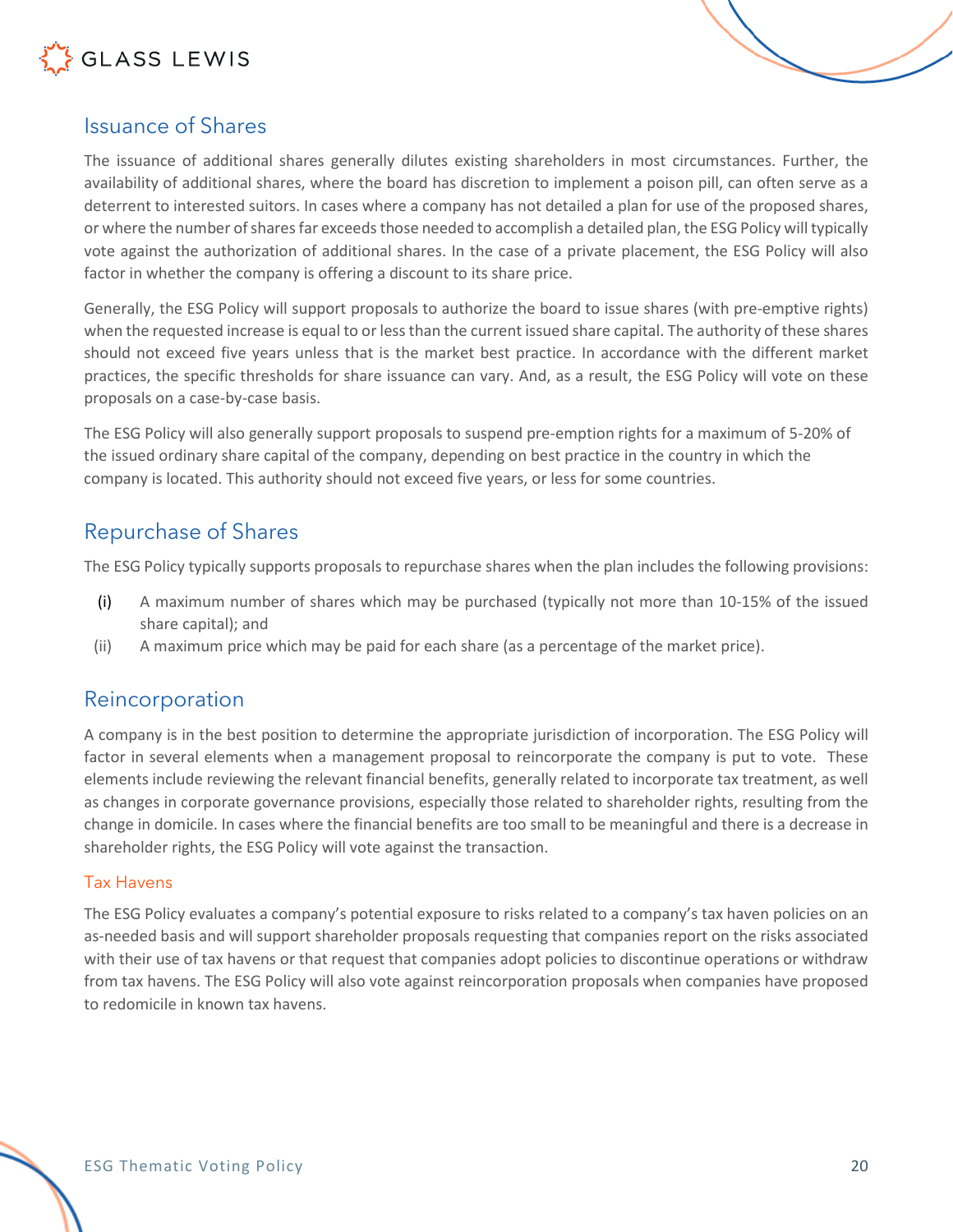## Issuance of Shares

The issuance of additional shares generally dilutes existing shareholders in most circumstances. Further, the availability of additional shares, where the board has discretion to implement a poison pill, can often serve as a deterrent to interested suitors. In cases where a company has not detailed a plan for use of the proposed shares, or where the number of shares far exceeds those needed to accomplish a detailed plan, the ESG Policy will typically vote against the authorization of additional shares. In the case of a private placement, the ESG Policy will also factor in whether the company is offering a discount to its share price.

Generally, the ESG Policy will support proposals to authorize the board to issue shares (with pre-emptive rights) when the requested increase is equal to or less than the current issued share capital. The authority of these shares should not exceed five years unless that is the market best practice. In accordance with the different market practices, the specific thresholds for share issuance can vary. And, as a result, the ESG Policy will vote on these proposals on a case-by-case basis.

The ESG Policy will also generally support proposals to suspend pre-emption rights for a maximum of 5-20% of the issued ordinary share capital of the company, depending on best practice in the country in which the company is located. This authority should not exceed five years, or less for some countries.

## Repurchase of Shares

The ESG Policy typically supports proposals to repurchase shares when the plan includes the following provisions:

(i) A maximum number of shares which may be purchased (typically not more than 10-15% of the issued share capital); and

(ii) A maximum price which may be paid for each share (as a percentage of the market price).

## Reincorporation

A company is in the best position to determine the appropriate jurisdiction of incorporation. The ESG Policy will factor in several elements when a management proposal to reincorporate the company is put to vote. These elements include reviewing the relevant financial benefits, generally related to incorporate tax treatment, as well as changes in corporate governance provisions, especially those related to shareholder rights, resulting from the change in domicile. In cases where the financial benefits are too small to be meaningful and there is a decrease in shareholder rights, the ESG Policy will vote against the transaction.

### Tax Havens

The ESG Policy evaluates a company's potential exposure to risks related to a company's tax haven policies on an as-needed basis and will support shareholder proposals requesting that companies report on the risks associated with their use of tax havens or that request that companies adopt policies to discontinue operations or withdraw from tax havens. The ESG Policy will also vote against reincorporation proposals when companies have proposed to redomicile in known tax havens.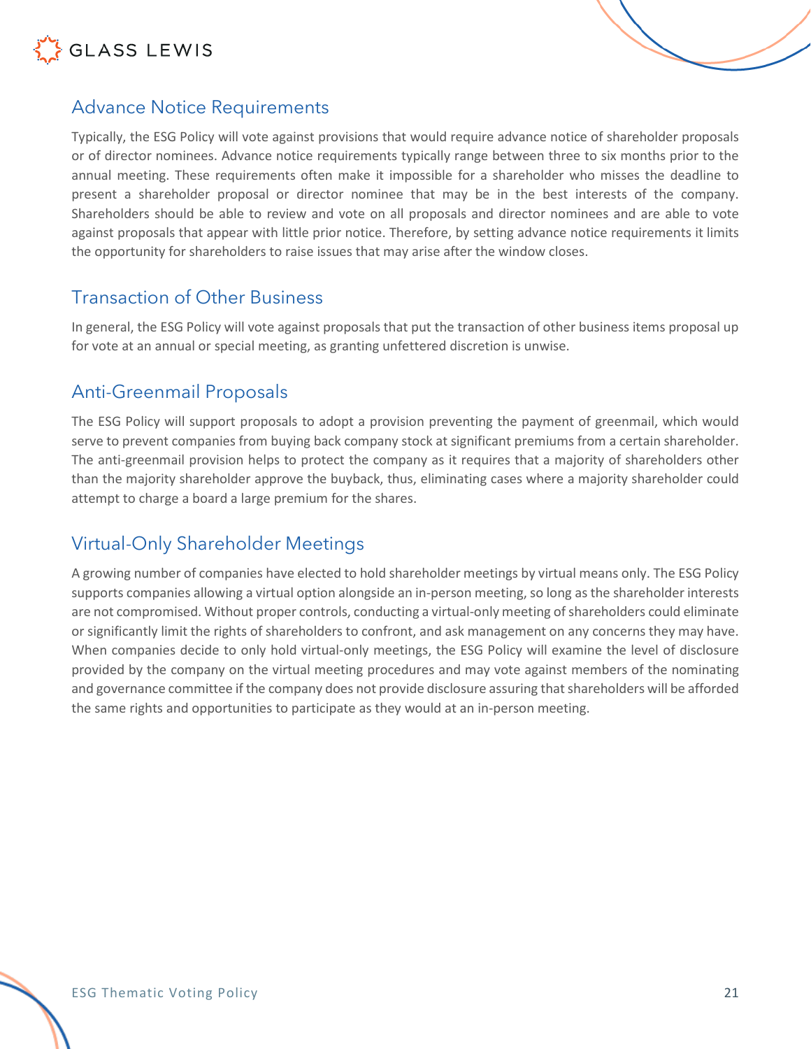## Advance Notice Requirements

Typically, the ESG Policy will vote against provisions that would require advance notice of shareholder proposals or of director nominees. Advance notice requirements typically range between three to six months prior to the annual meeting. These requirements often make it impossible for a shareholder who misses the deadline to present a shareholder proposal or director nominee that may be in the best interests of the company. Shareholders should be able to review and vote on all proposals and director nominees and are able to vote against proposals that appear with little prior notice. Therefore, by setting advance notice requirements it limits the opportunity for shareholders to raise issues that may arise after the window closes.

## Transaction of Other Business

In general, the ESG Policy will vote against proposals that put the transaction of other business items proposal up for vote at an annual or special meeting, as granting unfettered discretion is unwise.

## Anti-Greenmail Proposals

The ESG Policy will support proposals to adopt a provision preventing the payment of greenmail, which would serve to prevent companies from buying back company stock at significant premiums from a certain shareholder. The anti-greenmail provision helps to protect the company as it requires that a majority of shareholders other than the majority shareholder approve the buyback, thus, eliminating cases where a majority shareholder could attempt to charge a board a large premium for the shares.

## Virtual-Only Shareholder Meetings

A growing number of companies have elected to hold shareholder meetings by virtual means only. The ESG Policy supports companies allowing a virtual option alongside an in-person meeting, so long as the shareholder interests are not compromised. Without proper controls, conducting a virtual-only meeting of shareholders could eliminate or significantly limit the rights of shareholders to confront, and ask management on any concerns they may have. When companies decide to only hold virtual-only meetings, the ESG Policy will examine the level of disclosure provided by the company on the virtual meeting procedures and may vote against members of the nominating and governance committee if the company does not provide disclosure assuring that shareholders will be afforded the same rights and opportunities to participate as they would at an in-person meeting.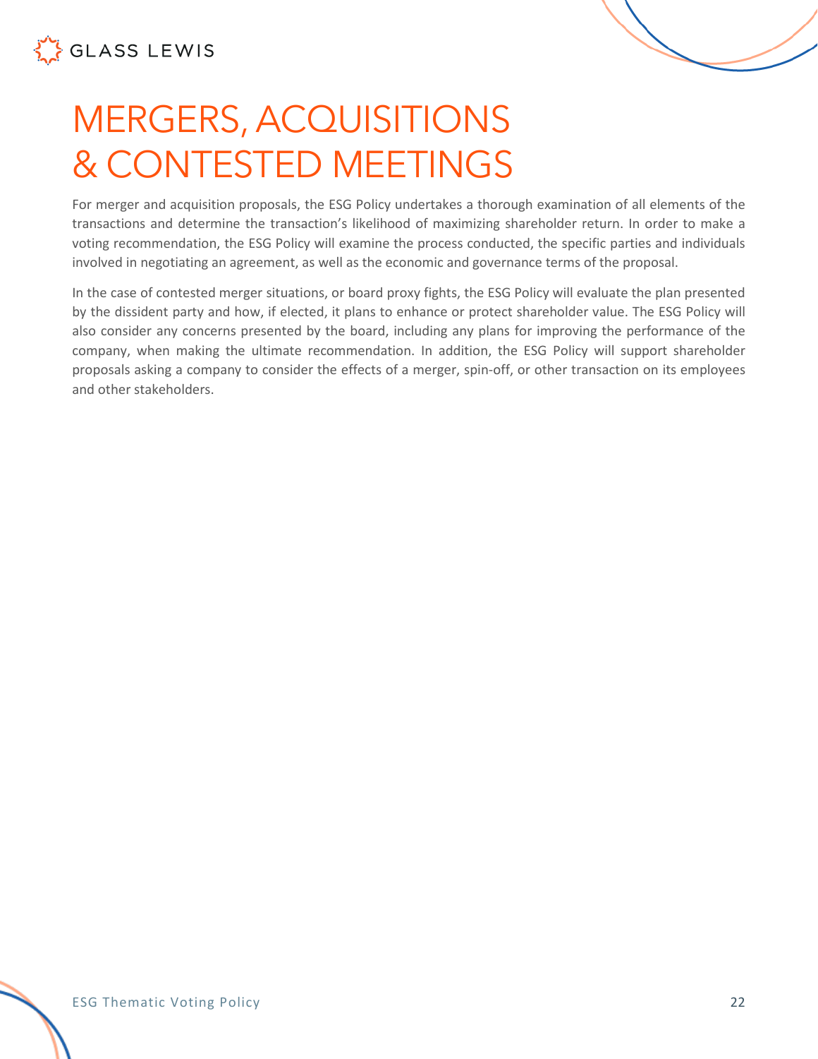# MERGERS, ACQUISITIONS & CONTESTED MEETINGS

For merger and acquisition proposals, the ESG Policy undertakes a thorough examination of all elements of the transactions and determine the transaction's likelihood of maximizing shareholder return. In order to make a voting recommendation, the ESG Policy will examine the process conducted, the specific parties and individuals involved in negotiating an agreement, as well as the economic and governance terms of the proposal.

In the case of contested merger situations, or board proxy fights, the ESG Policy will evaluate the plan presented by the dissident party and how, if elected, it plans to enhance or protect shareholder value. The ESG Policy will also consider any concerns presented by the board, including any plans for improving the performance of the company, when making the ultimate recommendation. In addition, the ESG Policy will support shareholder proposals asking a company to consider the effects of a merger, spin-off, or other transaction on its employees and other stakeholders.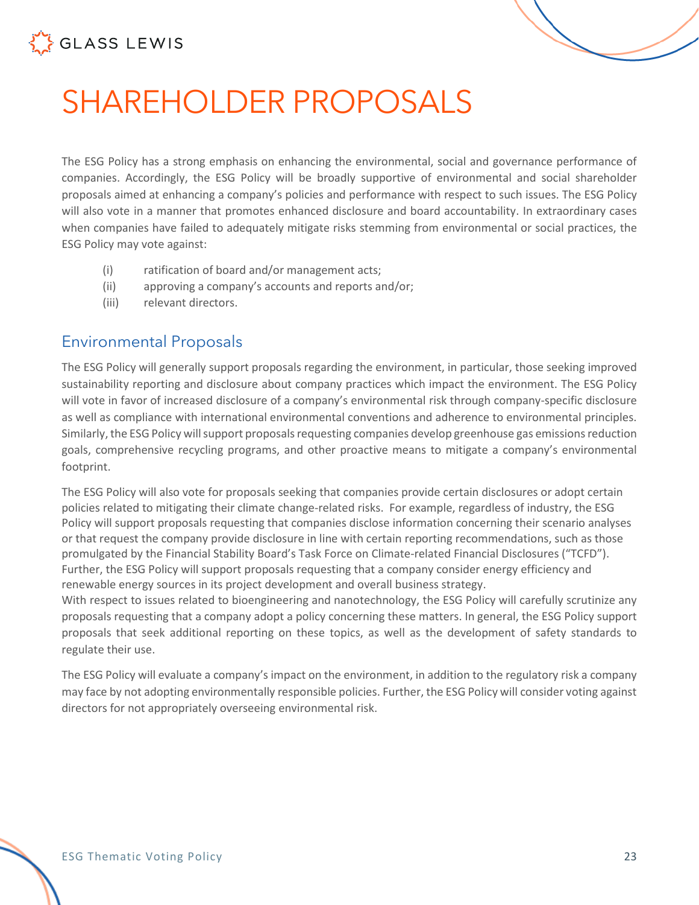# SHAREHOLDER PROPOSALS

The ESG Policy has a strong emphasis on enhancing the environmental, social and governance performance of companies. Accordingly, the ESG Policy will be broadly supportive of environmental and social shareholder proposals aimed at enhancing a company's policies and performance with respect to such issues. The ESG Policy will also vote in a manner that promotes enhanced disclosure and board accountability. In extraordinary cases when companies have failed to adequately mitigate risks stemming from environmental or social practices, the ESG Policy may vote against:

(i) ratification of board and/or management acts;
(ii) approving a company's accounts and reports and/or;
(iii) relevant directors.

## Environmental Proposals

The ESG Policy will generally support proposals regarding the environment, in particular, those seeking improved sustainability reporting and disclosure about company practices which impact the environment. The ESG Policy will vote in favor of increased disclosure of a company's environmental risk through company-specific disclosure as well as compliance with international environmental conventions and adherence to environmental principles. Similarly, the ESG Policy will support proposals requesting companies develop greenhouse gas emissions reduction goals, comprehensive recycling programs, and other proactive means to mitigate a company's environmental footprint.

The ESG Policy will also vote for proposals seeking that companies provide certain disclosures or adopt certain policies related to mitigating their climate change-related risks. For example, regardless of industry, the ESG Policy will support proposals requesting that companies disclose information concerning their scenario analyses or that request the company provide disclosure in line with certain reporting recommendations, such as those promulgated by the Financial Stability Board's Task Force on Climate-related Financial Disclosures ("TCFD"). Further, the ESG Policy will support proposals requesting that a company consider energy efficiency and renewable energy sources in its project development and overall business strategy.
With respect to issues related to bioengineering and nanotechnology, the ESG Policy will carefully scrutinize any proposals requesting that a company adopt a policy concerning these matters. In general, the ESG Policy support proposals that seek additional reporting on these topics, as well as the development of safety standards to regulate their use.

The ESG Policy will evaluate a company's impact on the environment, in addition to the regulatory risk a company may face by not adopting environmentally responsible policies. Further, the ESG Policy will consider voting against directors for not appropriately overseeing environmental risk.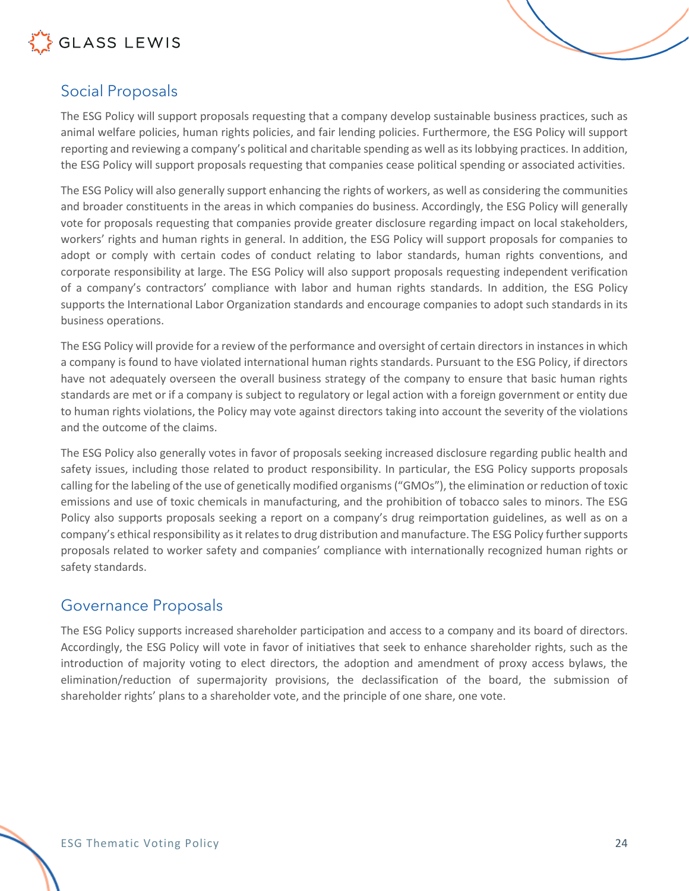## Social Proposals

The ESG Policy will support proposals requesting that a company develop sustainable business practices, such as animal welfare policies, human rights policies, and fair lending policies. Furthermore, the ESG Policy will support reporting and reviewing a company's political and charitable spending as well as its lobbying practices. In addition, the ESG Policy will support proposals requesting that companies cease political spending or associated activities.

The ESG Policy will also generally support enhancing the rights of workers, as well as considering the communities and broader constituents in the areas in which companies do business. Accordingly, the ESG Policy will generally vote for proposals requesting that companies provide greater disclosure regarding impact on local stakeholders, workers' rights and human rights in general. In addition, the ESG Policy will support proposals for companies to adopt or comply with certain codes of conduct relating to labor standards, human rights conventions, and corporate responsibility at large. The ESG Policy will also support proposals requesting independent verification of a company's contractors' compliance with labor and human rights standards. In addition, the ESG Policy supports the International Labor Organization standards and encourage companies to adopt such standards in its business operations.

The ESG Policy will provide for a review of the performance and oversight of certain directors in instances in which a company is found to have violated international human rights standards. Pursuant to the ESG Policy, if directors have not adequately overseen the overall business strategy of the company to ensure that basic human rights standards are met or if a company is subject to regulatory or legal action with a foreign government or entity due to human rights violations, the Policy may vote against directors taking into account the severity of the violations and the outcome of the claims.

The ESG Policy also generally votes in favor of proposals seeking increased disclosure regarding public health and safety issues, including those related to product responsibility. In particular, the ESG Policy supports proposals calling for the labeling of the use of genetically modified organisms ("GMOs"), the elimination or reduction of toxic emissions and use of toxic chemicals in manufacturing, and the prohibition of tobacco sales to minors. The ESG Policy also supports proposals seeking a report on a company's drug reimportation guidelines, as well as on a company's ethical responsibility as it relates to drug distribution and manufacture. The ESG Policy further supports proposals related to worker safety and companies' compliance with internationally recognized human rights or safety standards.

## Governance Proposals

The ESG Policy supports increased shareholder participation and access to a company and its board of directors. Accordingly, the ESG Policy will vote in favor of initiatives that seek to enhance shareholder rights, such as the introduction of majority voting to elect directors, the adoption and amendment of proxy access bylaws, the elimination/reduction of supermajority provisions, the declassification of the board, the submission of shareholder rights' plans to a shareholder vote, and the principle of one share, one vote.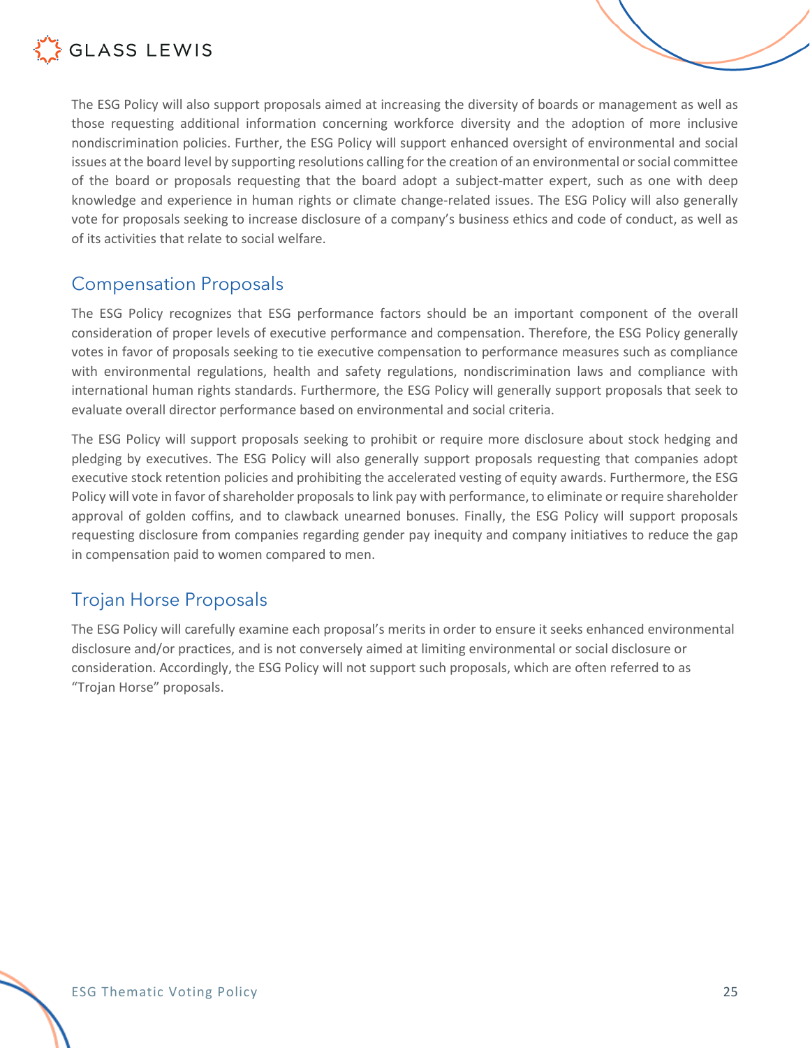The ESG Policy will also support proposals aimed at increasing the diversity of boards or management as well as those requesting additional information concerning workforce diversity and the adoption of more inclusive nondiscrimination policies. Further, the ESG Policy will support enhanced oversight of environmental and social issues at the board level by supporting resolutions calling for the creation of an environmental or social committee of the board or proposals requesting that the board adopt a subject-matter expert, such as one with deep knowledge and experience in human rights or climate change-related issues. The ESG Policy will also generally vote for proposals seeking to increase disclosure of a company's business ethics and code of conduct, as well as of its activities that relate to social welfare.

## Compensation Proposals

The ESG Policy recognizes that ESG performance factors should be an important component of the overall consideration of proper levels of executive performance and compensation. Therefore, the ESG Policy generally votes in favor of proposals seeking to tie executive compensation to performance measures such as compliance with environmental regulations, health and safety regulations, nondiscrimination laws and compliance with international human rights standards. Furthermore, the ESG Policy will generally support proposals that seek to evaluate overall director performance based on environmental and social criteria.

The ESG Policy will support proposals seeking to prohibit or require more disclosure about stock hedging and pledging by executives. The ESG Policy will also generally support proposals requesting that companies adopt executive stock retention policies and prohibiting the accelerated vesting of equity awards. Furthermore, the ESG Policy will vote in favor of shareholder proposals to link pay with performance, to eliminate or require shareholder approval of golden coffins, and to clawback unearned bonuses. Finally, the ESG Policy will support proposals requesting disclosure from companies regarding gender pay inequity and company initiatives to reduce the gap in compensation paid to women compared to men.

## Trojan Horse Proposals

The ESG Policy will carefully examine each proposal's merits in order to ensure it seeks enhanced environmental disclosure and/or practices, and is not conversely aimed at limiting environmental or social disclosure or consideration. Accordingly, the ESG Policy will not support such proposals, which are often referred to as "Trojan Horse" proposals.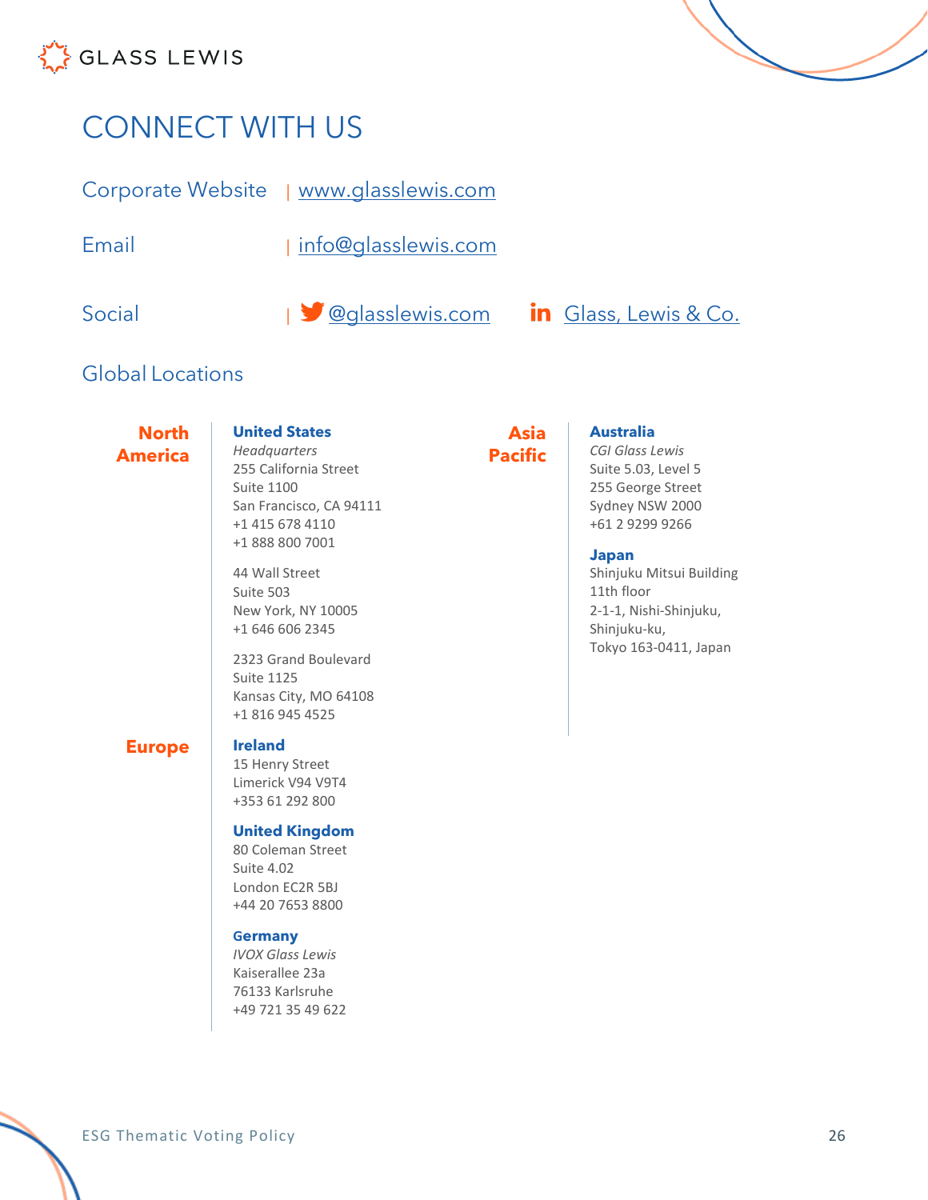# CONNECT WITH US

Corporate Website | www.glasslewis.com

Email | info@glasslewis.com

Social | @glasslewis.com  Glass, Lewis & Co.

## Global Locations

### North America

**United States**
*Headquarters*
255 California Street
Suite 1100
San Francisco, CA 94111
+1 415 678 4110
+1 888 800 7001

44 Wall Street
Suite 503
New York, NY 10005
+1 646 606 2345

2323 Grand Boulevard
Suite 1125
Kansas City, MO 64108
+1 816 945 4525

### Europe

**Ireland**
15 Henry Street
Limerick V94 V9T4
+353 61 292 800

**United Kingdom**
80 Coleman Street
Suite 4.02
London EC2R 5BJ
+44 20 7653 8800

**Germany**
*IVOX Glass Lewis*
Kaiserallee 23a
76133 Karlsruhe
+49 721 35 49 622

### Asia Pacific

**Australia**
*CGI Glass Lewis*
Suite 5.03, Level 5
255 George Street
Sydney NSW 2000
+61 2 9299 9266

**Japan**
Shinjuku Mitsui Building
11th floor
2-1-1, Nishi-Shinjuku,
Shinjuku-ku,
Tokyo 163-0411, Japan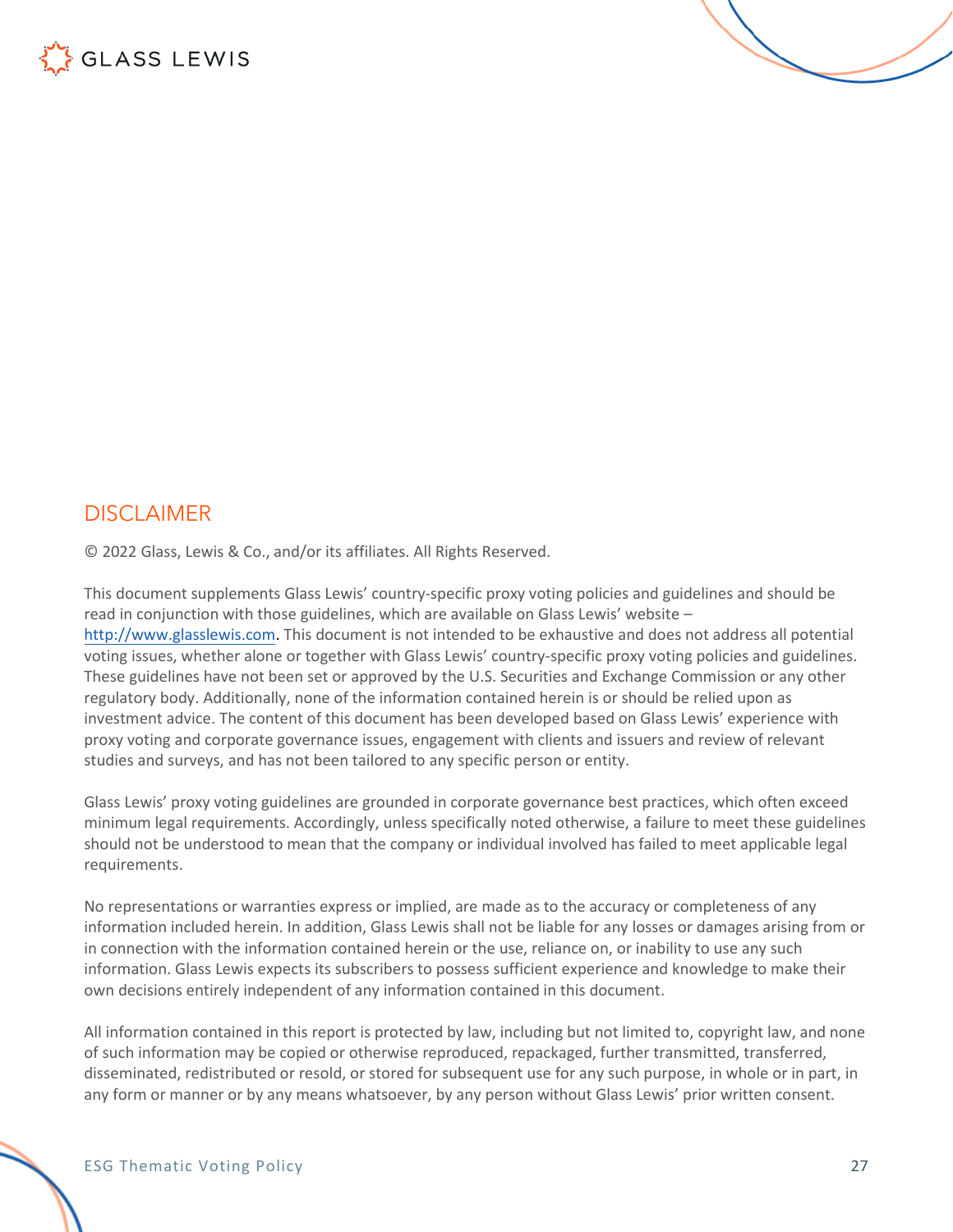## DISCLAIMER

© 2022 Glass, Lewis & Co., and/or its affiliates. All Rights Reserved.

This document supplements Glass Lewis' country-specific proxy voting policies and guidelines and should be read in conjunction with those guidelines, which are available on Glass Lewis' website – http://www.glasslewis.com. This document is not intended to be exhaustive and does not address all potential voting issues, whether alone or together with Glass Lewis' country-specific proxy voting policies and guidelines. These guidelines have not been set or approved by the U.S. Securities and Exchange Commission or any other regulatory body. Additionally, none of the information contained herein is or should be relied upon as investment advice. The content of this document has been developed based on Glass Lewis' experience with proxy voting and corporate governance issues, engagement with clients and issuers and review of relevant studies and surveys, and has not been tailored to any specific person or entity.

Glass Lewis' proxy voting guidelines are grounded in corporate governance best practices, which often exceed minimum legal requirements. Accordingly, unless specifically noted otherwise, a failure to meet these guidelines should not be understood to mean that the company or individual involved has failed to meet applicable legal requirements.

No representations or warranties express or implied, are made as to the accuracy or completeness of any information included herein. In addition, Glass Lewis shall not be liable for any losses or damages arising from or in connection with the information contained herein or the use, reliance on, or inability to use any such information. Glass Lewis expects its subscribers to possess sufficient experience and knowledge to make their own decisions entirely independent of any information contained in this document.

All information contained in this report is protected by law, including but not limited to, copyright law, and none of such information may be copied or otherwise reproduced, repackaged, further transmitted, transferred, disseminated, redistributed or resold, or stored for subsequent use for any such purpose, in whole or in part, in any form or manner or by any means whatsoever, by any person without Glass Lewis' prior written consent.